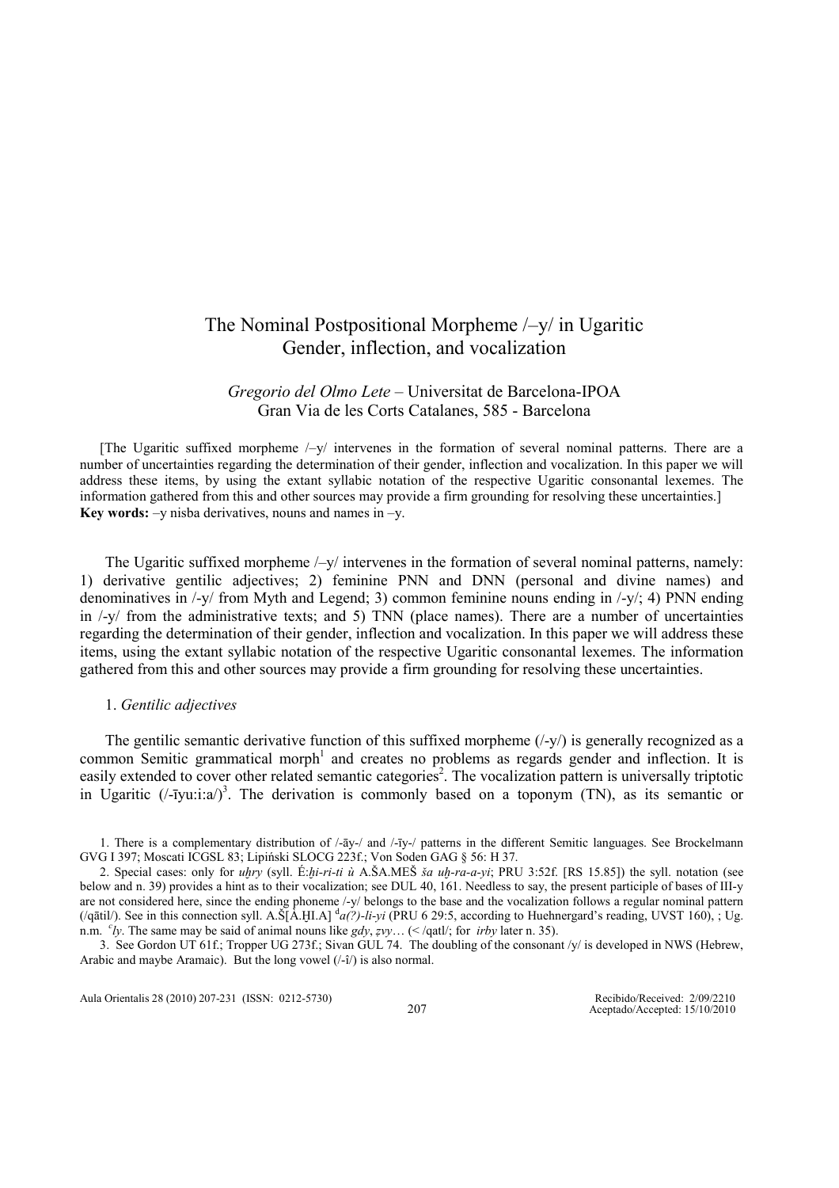# The Nominal Postpositional Morpheme /–y/ in Ugaritic
## Gender, inflection, and vocalization

*Gregorio del Olmo Lete* – Universitat de Barcelona-IPOA
Gran Via de les Corts Catalanes, 585 - Barcelona

[The Ugaritic suffixed morpheme /–y/ intervenes in the formation of several nominal patterns. There are a number of uncertainties regarding the determination of their gender, inflection and vocalization. In this paper we will address these items, by using the extant syllabic notation of the respective Ugaritic consonantal lexemes. The information gathered from this and other sources may provide a firm grounding for resolving these uncertainties.]
**Key words:** –y nisba derivatives, nouns and names in –y.

The Ugaritic suffixed morpheme /–y/ intervenes in the formation of several nominal patterns, namely: 1) derivative gentilic adjectives; 2) feminine PNN and DNN (personal and divine names) and denominatives in /-y/ from Myth and Legend; 3) common feminine nouns ending in /-y/; 4) PNN ending in /-y/ from the administrative texts; and 5) TNN (place names). There are a number of uncertainties regarding the determination of their gender, inflection and vocalization. In this paper we will address these items, using the extant syllabic notation of the respective Ugaritic consonantal lexemes. The information gathered from this and other sources may provide a firm grounding for resolving these uncertainties.

1. *Gentilic adjectives*

The gentilic semantic derivative function of this suffixed morpheme (/-y/) is generally recognized as a common Semitic grammatical morph[1] and creates no problems as regards gender and inflection. It is easily extended to cover other related semantic categories[2]. The vocalization pattern is universally triptotic in Ugaritic (/-īyu:i:a/)[3]. The derivation is commonly based on a toponym (TN), as its semantic or

1. There is a complementary distribution of /-āy-/ and /-īy-/ patterns in the different Semitic languages. See Brockelmann GVG I 397; Moscati ICGSL 83; Lipiński SLOCG 223f.; Von Soden GAG § 56: H 37.

2. Special cases: only for *uḫry* (syll. É:*ḫi-ri-ti ù* A.ŠA.MEŠ *ša uḫ-ra-a-yi*; PRU 3:52f. [RS 15.85]) the syll. notation (see below and n. 39) provides a hint as to their vocalization; see DUL 40, 161. Needless to say, the present participle of bases of III-y are not considered here, since the ending phoneme /-y/ belongs to the base and the vocalization follows a regular nominal pattern (/qātil/). See in this connection syll. A.Š[A.ḪI.A] [d]*a(?)-li-yi* (PRU 6 29:5, according to Huehnergard's reading, UVST 160), ; Ug. n.m. *ʿly*. The same may be said of animal nouns like *gdy*, *ẓvy*… (< /qatl/; for *irby* later n. 35).

3. See Gordon UT 61f.; Tropper UG 273f.; Sivan GUL 74. The doubling of the consonant /y/ is developed in NWS (Hebrew, Arabic and maybe Aramaic). But the long vowel (/-î/) is also normal.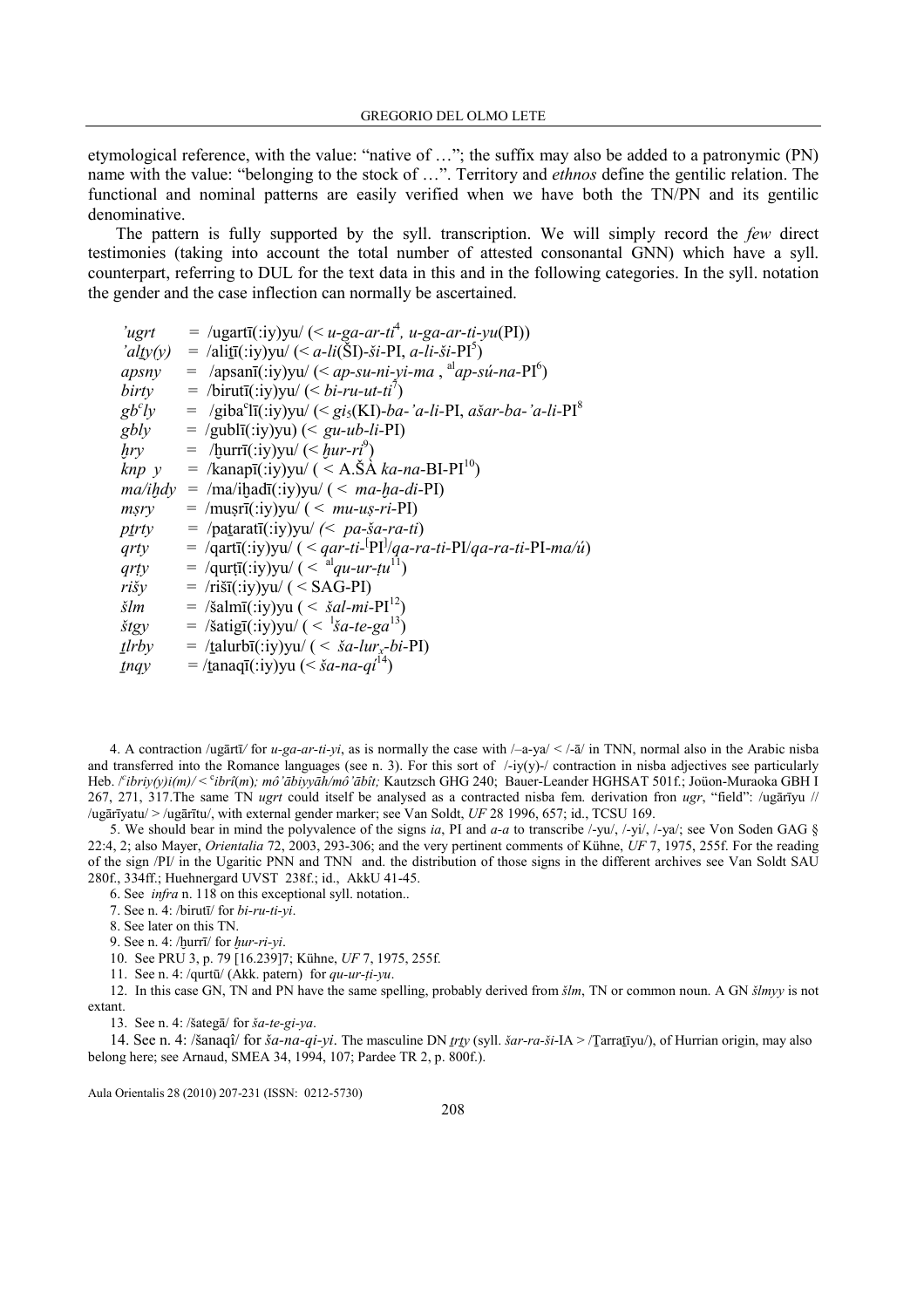etymological reference, with the value: "native of …"; the suffix may also be added to a patronymic (PN) name with the value: "belonging to the stock of …". Territory and *ethnos* define the gentilic relation. The functional and nominal patterns are easily verified when we have both the TN/PN and its gentilic denominative.

The pattern is fully supported by the syll. transcription. We will simply record the *few* direct testimonies (taking into account the total number of attested consonantal GNN) which have a syll. counterpart, referring to DUL for the text data in this and in the following categories. In the syll. notation the gender and the case inflection can normally be ascertained.

*'ugrt* = /ugartī(:iy)yu/ (< *u-ga-ar-ti*[4], *u-ga-ar-ti-yu*(PI))
*'alṯy(y)* = /aliṯī(:iy)yu/ (< *a-li*(ŠI)*-ši*-PI, *a-li-ši*-PI[5])
*apsny* = /apsanī(:iy)yu/ (< *ap-su-ni-yi-ma* , [al]*ap-sú-na*-PI[6])
*birty* = /birutī(:iy)yu/ (< *bi-ru-ut-ti*[7])
*gbʿly* = /gibaʿlī(:iy)yu/ (< *gi₅*(KI)*-ba-'a-li*-PI, *ašar-ba-'a-li*-PI[8]
*gbly* = /gublī(:iy)yu) (< *gu-ub-li*-PI)
*ḫry* = /ḫurrī(:iy)yu/ (< *ḫur-ri*[9])
*knp y* = /kanapī(:iy)yu/ ( < A.ŠÀ *ka-na*-BI-PI[10])
*ma/iḫdy* = /ma/iḫadī(:iy)yu/ ( < *ma-ḫa-di*-PI)
*mṣry* = /muṣrī(:iy)yu/ ( < *mu-uṣ-ri*-PI)
*pṯrty* = /paṯaratī(:iy)yu/ *(< pa-ša-ra-ti*)
*qrty* = /qartī(:iy)yu/ ( < *qar-ti*-[PI]/*qa-ra-ti*-PI/*qa-ra-ti*-PI-*ma/ú*)
*qrṭy* = /qurṭī(:iy)yu/ ( < [al]*qu-ur-ṭu*[11])
*rišy* = /rišī(:iy)yu/ ( < SAG-PI)
*šlm* = /šalmī(:iy)yu ( < *šal-mi*-PI[12])
*štgy* = /šatigī(:iy)yu/ ( < [l]*ša-te-ga*[13])
*ṯlrby* = /ṯalurbī(:iy)yu/ ( < *ša-lur*ₓ*-bi*-PI)
*ṯnqy* = /ṯanaqī(:iy)yu (< *ša-na-qi*[14])

4. A contraction /ugārtī/ for *u-ga-ar-ti-yi*, as is normally the case with /–a-ya/ < /-ā/ in TNN, normal also in the Arabic nisba and transferred into the Romance languages (see n. 3). For this sort of /-iy(y)-/ contraction in nisba adjectives see particularly Heb. /*ʿibriy(y)i(m)/ < ʿibrî*(*m*)*; mô'ābiyyāh/mô'ābît;* Kautzsch GHG 240; Bauer-Leander HGHSAT 501f.; Joüon-Muraoka GBH I 267, 271, 317.The same TN *ugrt* could itself be analysed as a contracted nisba fem. derivation fron *ugr*, "field": /ugārīyu // /ugārīyatu/ > /ugārītu/, with external gender marker; see Van Soldt, *UF* 28 1996, 657; id., TCSU 169.

5. We should bear in mind the polyvalence of the signs *ia*, PI and *a-a* to transcribe /-yu/, /-yi/, /-ya/; see Von Soden GAG § 22:4, 2; also Mayer, *Orientalia* 72, 2003, 293-306; and the very pertinent comments of Kühne, *UF* 7, 1975, 255f. For the reading of the sign /PI/ in the Ugaritic PNN and TNN and. the distribution of those signs in the different archives see Van Soldt SAU 280f., 334ff.; Huehnergard UVST 238f.; id., AkkU 41-45.

6. See *infra* n. 118 on this exceptional syll. notation..

7. See n. 4: /birutī/ for *bi-ru-ti-yi*.

8. See later on this TN.

9. See n. 4: /ḫurrī/ for *ḫur-ri-yi*.

10. See PRU 3, p. 79 [16.239]7; Kühne, *UF* 7, 1975, 255f.

11. See n. 4: /qurṭū/ (Akk. pattern) for *qu-ur-ṭi-yu*.

12. In this case GN, TN and PN have the same spelling, probably derived from *šlm*, TN or common noun. A GN *šlmyy* is not extant.

13. See n. 4: /šategā/ for *ša-te-gi-ya*.

14. See n. 4: /šanaqî/ for *ša-na-qi-yi*. The masculine DN *ṯrṯy* (syll. *šar-ra-ši*-IA > /Ṯarraṯīyu/), of Hurrian origin, may also belong here; see Arnaud, SMEA 34, 1994, 107; Pardee TR 2, p. 800f.).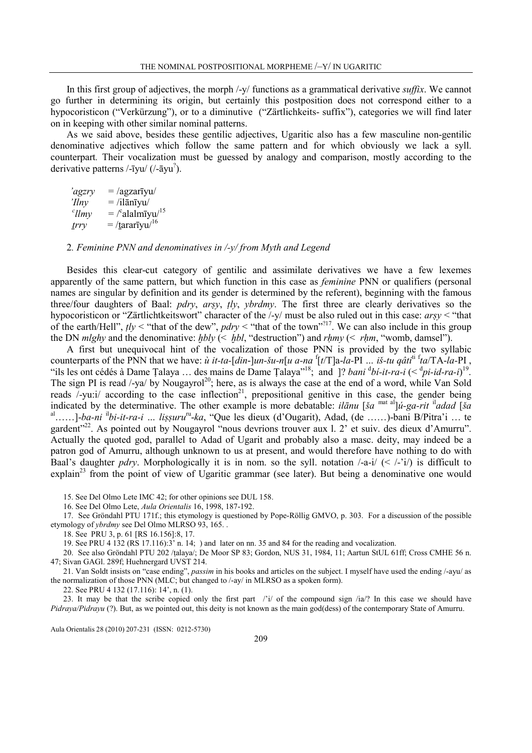In this first group of adjectives, the morph /-y/ functions as a grammatical derivative *suffix*. We cannot go further in determining its origin, but certainly this postposition does not correspond either to a hypocoristicon ("Verkürzung"), or to a diminutive ("Zärtlichkeits- suffix"), categories we will find later on in keeping with other similar nominal patterns.

As we said above, besides these gentilic adjectives, Ugaritic also has a few masculine non-gentilic denominative adjectives which follow the same pattern and for which obviously we lack a syll. counterpart. Their vocalization must be guessed by analogy and comparison, mostly according to the derivative patterns /-īyu/ (/-āyu<sup>?</sup>/).

*'agzry* = /agzarīyu/
*'Ilny* = /ilānīyu/
*ᶜllmy* = /ᶜalalmīyu/[15]
*ṯrry* = /ṯararīyu/[16]

## 2. *Feminine PNN and denominatives in /-y/ from Myth and Legend*

Besides this clear-cut category of gentilic and assimilate derivatives we have a few lexemes apparently of the same pattern, but which function in this case as *feminine* PNN or qualifiers (personal names are singular by definition and its gender is determined by the referent), beginning with the famous three/four daughters of Baal: *pdry*, *arṣy*, *ṭly*, *ybrdmy*. The first three are clearly derivatives so the hypocoristicon or "Zärtlichtkeitswort" character of the /-y/ must be also ruled out in this case: *arṣy* < "that of the earth/Hell", *ṭly* < "that of the dew", *pdry* < "that of the town"<sup>?</sup>[17]. We can also include in this group the DN *mlghy* and the denominative: *ḫbly* (< *ḫbl*, "destruction") and *rḥmy* (< *rḥm*, "womb, damsel").

A first but unequivocal hint of the vocalization of those PNN is provided by the two syllabic counterparts of the PNN that we have: *ù it-ta-*[*din-*]*un-šu-n*[*u a-na* ᶠ[*t*/T]a-*la*-PI ... *iš-tu qâti*ᵗⁱ ᶠ*ta*/TA-*la*-PI, "ils les ont cédés à Dame Ṭalaya ... des mains de Dame Ṭalaya"[18]; and ]? *bani* ᵈ*bí-it-ra-i* (< ᵈ*pi-id-ra-i*)[19]. The sign PI is read /-ya/ by Nougayrol[20]; here, as is always the case at the end of a word, while Van Sold reads /-yu:i/ according to the case inflection[21], prepositional genitive in this case, the gender being indicated by the determinative. The other example is more debatable: *ilānu* [*ša* ᵐᵃᵗ ᵃˡ]*ú-ga-rit* ⁱˡ*adad* [*ša* ᵃˡ......]-*ba-ni* ⁱˡ*bi-it-ra-i* ... *liṣṣuru*ʳᵘ*-ka*, "Que les dieux (d'Ougarit), Adad, (de ......)-bani B/Pitra'i ... te gardent"[22]. As pointed out by Nougayrol "nous devrions trouver aux l. 2' et suiv. des dieux d'Amurru". Actually the quoted god, parallel to Adad of Ugarit and probably also a masc. deity, may indeed be a patron god of Amurru, although unknown to us at present, and would therefore have nothing to do with Baal's daughter *pdry*. Morphologically it is in nom. so the syll. notation /-a-i/ (< /-'i/) is difficult to explain[23] from the point of view of Ugaritic grammar (see later). But being a denominative one would

15. See Del Olmo Lete IMC 42; for other opinions see DUL 158.

16. See Del Olmo Lete, *Aula Orientalis* 16, 1998, 187-192.

17. See Gröndahl PTU 171f.; this etymology is questioned by Pope-Röllig GMVO, p. 303. For a discussion of the possible etymology of *ybrdmy* see Del Olmo MLRSO 93, 165. .

18. See PRU 3, p. 61 [RS 16.156]:8, 17.

19. See PRU 4 132 (RS 17.116):3' n. 14; ) and later on nn. 35 and 84 for the reading and vocalization.

20. See also Gröndahl PTU 202 /ṭalaya/; De Moor SP 83; Gordon, NUS 31, 1984, 11; Aartun StUL 61ff; Cross CMHE 56 n. 47; Sivan GAGl. 289f; Huehnergard UVST 214.

21. Van Soldt insists on "case ending", *passim* in his books and articles on the subject. I myself have used the ending /-ayu/ as the normalization of those PNN (MLC; but changed to /-ay/ in MLRSO as a spoken form).

22. See PRU 4 132 (17.116): 14', n. (1).

23. It may be that the scribe copied only the first part /'i/ of the compound sign /ia/? In this case we should have *Pidraya/Pidrayu* (?). But, as we pointed out, this deity is not known as the main god(dess) of the contemporary State of Amurru.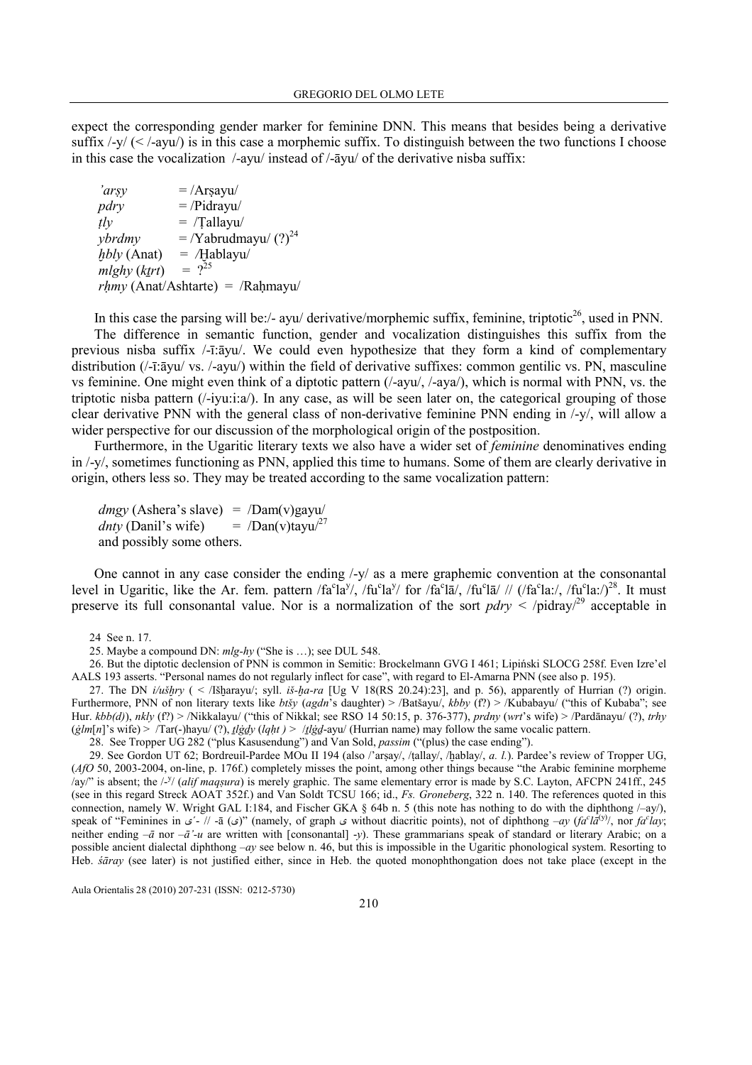expect the corresponding gender marker for feminine DNN. This means that besides being a derivative suffix /-y/ (< /-ayu/) is in this case a morphemic suffix. To distinguish between the two functions I choose in this case the vocalization /-ayu/ instead of /-āyu/ of the derivative nisba suffix:

*'arṣy* = /Arṣayu/
*pdry* = /Pidrayu/
*ṭly* = /Ṭallayu/
*ybrdmy* = /Yabrudmayu/ (?)[24]
*ḫbly* (Anat) = /Ḫablayu/
*mlghy* (*kṯrt*) = ?[25]
*rḥmy* (Anat/Ashtarte) = /Raḥmayu/

In this case the parsing will be:/- ayu/ derivative/morphemic suffix, feminine, triptotic[26], used in PNN.

The difference in semantic function, gender and vocalization distinguishes this suffix from the previous nisba suffix /-ī:āyu/. We could even hypothesize that they form a kind of complementary distribution (/-ī:āyu/ vs. /-ayu/) within the field of derivative suffixes: common gentilic vs. PN, masculine vs feminine. One might even think of a diptotic pattern (/-ayu/, /-aya/), which is normal with PNN, vs. the triptotic nisba pattern (/-iyu:i:a/). In any case, as will be seen later on, the categorical grouping of those clear derivative PNN with the general class of non-derivative feminine PNN ending in /-y/, will allow a wider perspective for our discussion of the morphological origin of the postposition.

Furthermore, in the Ugaritic literary texts we also have a wider set of *feminine* denominatives ending in /-y/, sometimes functioning as PNN, applied this time to humans. Some of them are clearly derivative in origin, others less so. They may be treated according to the same vocalization pattern:

*dmgy* (Ashera's slave) = /Dam(v)gayu/
*dnty* (Danil's wife) = /Dan(v)tayu/[27]
and possibly some others.

One cannot in any case consider the ending /-y/ as a mere graphemic convention at the consonantal level in Ugaritic, like the Ar. fem. pattern /faᶜlaʸ/, /fuᶜlaʸ/ for /faᶜlā/, /fuᶜlā/ // (/faᶜla:/, /fuᶜla:/)[28]. It must preserve its full consonantal value. Nor is a normalization of the sort *pdry* < /pidray/[29] acceptable in

24 See n. 17.

25. Maybe a compound DN: *mlg-hy* ("She is …); see DUL 548.

26. But the diptotic declension of PNN is common in Semitic: Brockelmann GVG I 461; Lipiński SLOCG 258f. Even Izre'el AALS 193 asserts. "Personal names do not regularly inflect for case", with regard to El-Amarna PNN (see also p. 195).

27. The DN *i/ušḫry* ( < /Išḫarayu/; syll. *iš-ḫa-ra* [Ug V 18(RS 20.24):23], and p. 56), apparently of Hurrian (?) origin. Furthermore, PNN of non literary texts like *btšy* (*agdn*'s daughter) > /Batšayu/, *kbby* (f?) > /Kubabayu/ ("this of Kubaba"; see Hur. *kbb(d)*), *nkly* (f?) > /Nikkalayu/ ("this of Nikkal; see RSO 14 50:15, p. 376-377), *prdny* (*wrt*'s wife) > /Pardānayu/ (?), *trhy* (*ġlm*[*n*]'s wife) > /Tar(-)hayu/ (?), *ṯlġdy* (*lqḥt* ) > /*ṯlġd*-ayu/ (Hurrian name) may follow the same vocalic pattern.

28. See Tropper UG 282 ("plus Kasusendung") and Van Sold, *passim* ("(plus) the case ending").

29. See Gordon UT 62; Bordreuil-Pardee MOu II 194 (also /'arṣay/, /ṭallay/, /ḫablay/, *a. l.*). Pardee's review of Tropper UG, (*AfO* 50, 2003-2004, on-line, p. 176f.) completely misses the point, among other things because "the Arabic feminine morpheme /ay/" is absent; the /-ʸ/ (*alif maqṣura*) is merely graphic. The same elementary error is made by S.C. Layton, AFCPN 241ff., 245 (see in this regard Streck AOAT 352f.) and Van Soldt TCSU 166; id., *Fs. Groneberg*, 322 n. 140. The references quoted in this connection, namely W. Wright GAL I:184, and Fischer GKA § 64b n. 5 (this note has nothing to do with the diphthong /–ay/), speak of "Feminines in ىَ- // -ā (ى)" (namely, of graph ى without diacritic points), not of diphthong *–ay* (*faᶜlā*⁽ʸ⁾/, nor *faᶜlay*; neither ending *–ā* nor *–ā'-u* are written with [consonantal] *-y*). These grammarians speak of standard or literary Arabic; on a possible ancient dialectal diphthong *–ay* see below n. 46, but this is impossible in the Ugaritic phonological system. Resorting to Heb. *śāray* (see later) is not justified either, since in Heb. the quoted monophthongation does not take place (except in the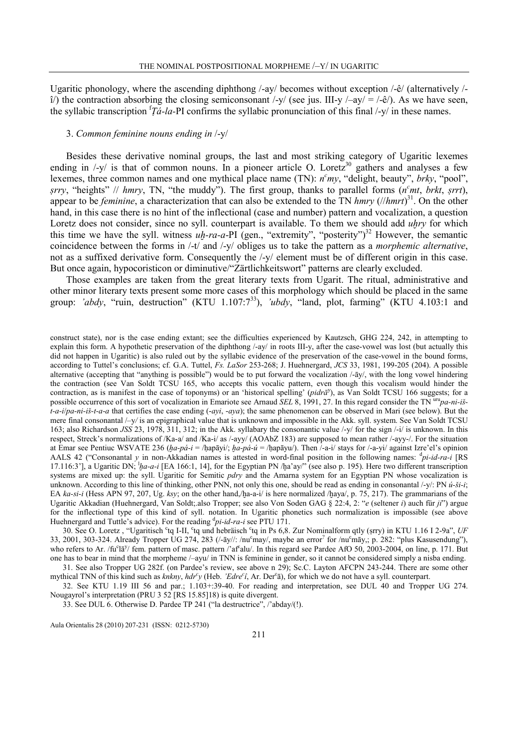Ugaritic phonology, where the ascending diphthong /-ay/ becomes without exception /-ê/ (alternatively /-î/) the contraction absorbing the closing semiconsonant /-y/ (see jus. III-y /–ay/ = /-ê/). As we have seen, the syllabic transcription ^f^*Ṭá-la*-PI confirms the syllabic pronunciation of this final /-y/ in these names.

### 3. *Common feminine nouns ending in* /-y/

Besides these derivative nominal groups, the last and most striking category of Ugaritic lexemes ending in /-y/ is that of common nouns. In a pioneer article O. Loretz[30] gathers and analyses a few lexemes, three common names and one mythical place name (TN): *nʿmy*, "delight, beauty", *brky*, "pool", *ṣrry*, "heights" // *hmry*, TN, "the muddy"). The first group, thanks to parallel forms (*nʿmt*, *brkt*, *ṣrrt*), appear to be *feminine*, a characterization that can also be extended to the TN *hmry* (//*hmrt*)[31]. On the other hand, in this case there is no hint of the inflectional (case and number) pattern and vocalization, a question Loretz does not consider, since no syll. counterpart is available. To them we should add *uḫry* for which this time we have the syll. witness *uḫ-ra-a*-PI (gen., "extremity", "posterity")[32] However, the semantic coincidence between the forms in /-t/ and /-y/ obliges us to take the pattern as a *morphemic alternative*, not as a suffixed derivative form. Consequently the /-y/ element must be of different origin in this case. But once again, hypocoristicon or diminutive/"Zärtlichkeitswort" patterns are clearly excluded.

Those examples are taken from the great literary texts from Ugarit. The ritual, administrative and other minor literary texts present some more cases of this morphology which should be placed in the same group: *ʾabdy*, "ruin, destruction" (KTU 1.107:7[33]), *ʾubdy*, "land, plot, farming" (KTU 4.103:1 and

---

construct state), nor is the case ending extant; see the difficulties experienced by Kautzsch, GHG 224, 242, in attempting to explain this form. A hypothetic preservation of the diphthong /-ay/ in roots III-y, after the case-vowel was lost (but actually this did not happen in Ugaritic) is also ruled out by the syllabic evidence of the preservation of the case-vowel in the bound forms, according to Tuttel's conclusions; cf. G.A. Tuttel, *Fs. LaSor* 253-268; J. Huehnergard, *JCS* 33, 1981, 199-205 (204). A possible alternative (accepting that "anything is possible") would be to put forward the vocalization /-āy/, with the long vowel hindering the contraction (see Van Soldt TCSU 165, who accepts this vocalic pattern, even though this vocalism would hinder the contraction, as is manifest in the case of toponyms) or an 'historical spelling' (*pidrāʸ*), as Van Soldt TCSU 166 suggests; for a possible occurrence of this sort of vocalization in Emariote see Arnaud *SEL* 8, 1991, 27. In this regard consider the TN ^uru^*pa-ni-iš-t-a-i*/*pa-ni-iš-t-a-a* that certifies the case ending (*-ayi*, *-aya*); the same phenomenon can be observed in Mari (see below). But the mere final consonantal /–y/ is an epigraphical value that is unknown and impossible in the Akk. syll. system. See Van Soldt TCSU 163; also Richardson *JSS* 23, 1978, 311, 312; in the Akk. syllabary the consonantic value /-y/ for the sign /-i/ is unknown. In this respect, Streck's normalizations of /Ka-a/ and /Ka-i/ as /-ayy/ (AOAbZ 183) are supposed to mean rather /-ayy-/. For the situation at Emar see Pentiuc WSVATE 236 (*ḫa-pá-i* = /ḥapāyi/; *ḫa-pá-ú* = /ḥapāyu/). Then /-a-i/ stays for /-a-yi/ against Izre'el's opinion AALS 42 ("Consonantal *y* in non-Akkadian names is attested in word-final position in the following names: ^d^*pi-id-ra-i* [RS 17.116:3'], a Ugaritic DN; ^I^*ḫa-a-i* [EA 166:1, 14], for the Egyptian PN /ḫaʾay/" (see also p. 195). Here two different transcription systems are mixed up: the syll. Ugaritic for Semitic *pdry* and the Amarna system for an Egyptian PN whose vocalization is unknown. According to this line of thinking, other PNN, not only this one, should be read as ending in consonantal /-y/: PN *ú-ši-i*; EA *ka-si-i* (Hess APN 97, 207, Ug. *ksy*; on the other hand,/ḫa-a-i/ is here normalized /ḫaya/, p. 75, 217). The grammarians of the Ugaritic Akkadian (Huehnergard, Van Soldt;.also Tropper; see also Von Soden GAG § 22:4, 2: "*e* (seltener *i*) auch für *ji*") argue for the inflectional type of this kind of syll. notation. In Ugaritic phonetics such normalization is impossible (see above Huehnergard and Tuttle's advice). For the reading ^d^*pi-id-ra-i* see PTU 171.

30. See O. Loretz , "Ugaritisch ʿtq I-II, ʿtq und hebräisch ʿtq in Ps 6,8. Zur Nominalform qtly (ṣrry) in KTU 1.16 I 2-9a", *UF* 33, 2001, 303-324. Already Tropper UG 274, 283 (/-āy//: /nuʿmay/, maybe an error? for /nuʿmāy,; p. 282: "plus Kasusendung"), who refers to Ar. /fuʿlāʸ/ fem. pattern of masc. pattern /ʾafʿalu/. In this regard see Pardee AfO 50, 2003-2004, on line, p. 171. But one has to bear in mind that the morpheme /–ayu/ in TNN is feminine in gender, so it cannot be considered simply a nisba ending.

31. See also Tropper UG 282f. (on Pardee's review, see above n 29); Sc.C. Layton AFCPN 243-244. There are some other mythical TNN of this kind such as *knkny*, *hdrʿy* (Heb. *ʾEdreʿî*, Ar. Derʿā), for which we do not have a syll. counterpart.

32. See KTU 1.19 III 56 and par.; 1.103+:39-40. For reading and interpretation, see DUL 40 and Tropper UG 274. Nougayrol's interpretation (PRU 3 52 [RS 15.85]18) is quite divergent.

33. See DUL 6. Otherwise D. Pardee TP 241 ("la destructrice", /ʾabday/(!).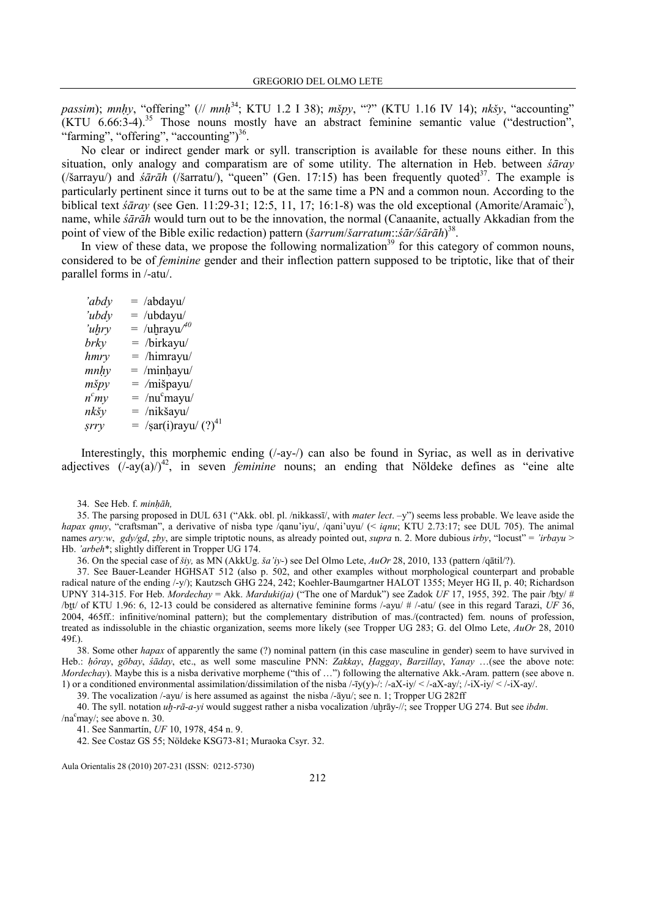*passim*); *mnḥy*, "offering" (// *mnḥ*[34]; KTU 1.2 I 38); *mšpy*, "?" (KTU 1.16 IV 14); *nkšy*, "accounting" (KTU 6.66:3-4).[35] Those nouns mostly have an abstract feminine semantic value ("destruction", "farming", "offering", "accounting")[36].

No clear or indirect gender mark or syll. transcription is available for these nouns either. In this situation, only analogy and comparatism are of some utility. The alternation in Heb. between *śāray* (/šarrayu/) and *śārāh* (/šarratu/), "queen" (Gen. 17:15) has been frequently quoted[37]. The example is particularly pertinent since it turns out to be at the same time a PN and a common noun. According to the biblical text *śāray* (see Gen. 11:29-31; 12:5, 11, 17; 16:1-8) was the old exceptional (Amorite/Aramaic?), name, while *śārāh* would turn out to be the innovation, the normal (Canaanite, actually Akkadian from the point of view of the Bible exilic redaction) pattern (*šarrum*/*šarratum*::*śār/śārāh*)[38].

In view of these data, we propose the following normalization[39] for this category of common nouns, considered to be of *feminine* gender and their inflection pattern supposed to be triptotic, like that of their parallel forms in /-atu/.

| | | |
|---|---|---|
| *'abdy* | = | /abdayu/ |
| *'ubdy* | = | /ubdayu/ |
| *'uḫry* | = | /uḫrayu/[40] |
| *brky* | = | /birkayu/ |
| *hmry* | = | /himrayu/ |
| *mnḥy* | = | /minḥayu/ |
| *mšpy* | = | /mišpayu/ |
| *nᶜmy* | = | /nuᶜmayu/ |
| *nkšy* | = | /nikšayu/ |
| *ṣrry* | = | /ṣar(i)rayu/ (?)[41] |

Interestingly, this morphemic ending (/-ay-/) can also be found in Syriac, as well as in derivative adjectives (/-ay(a)/)[42], in seven *feminine* nouns; an ending that Nöldeke defines as "eine alte

34. See Heb. f. *minḥāh,*

35. The parsing proposed in DUL 631 ("Akk. obl. pl. /nikkassī/, with *mater lect*. –y") seems less probable. We leave aside the *hapax qnuy*, "craftsman", a derivative of nisba type /qanu'iyu/, /qani'uyu/ (< *iqnu*; KTU 2.73:17; see DUL 705). The animal names *ary:w*, *gdy/gd*, *ẓby*, are simple triptotic nouns, as already pointed out, *supra* n. 2. More dubious *irby*, "locust" = *'irbayu* > Hb. *'arbeh*\*; slightly different in Tropper UG 174.

36. On the special case of *šiy,* as MN (AkkUg. *ša'iy*-) see Del Olmo Lete, *AuOr* 28, 2010, 133 (pattern /qātil/?).

37. See Bauer-Leander HGHSAT 512 (also p. 502, and other examples without morphological counterpart and probable radical nature of the ending /-y/); Kautzsch GHG 224, 242; Koehler-Baumgartner HALOT 1355; Meyer HG II, p. 40; Richardson UPNY 314-315. For Heb. *Mordechay* = Akk. *Marduki(ja)* ("The one of Marduk") see Zadok *UF* 17, 1955, 392. The pair /bṯy/ # /bṯt/ of KTU 1.96: 6, 12-13 could be considered as alternative feminine forms /-ayu/ # /-atu/ (see in this regard Tarazi, *UF* 36, 2004, 465ff.: infinitive/nominal pattern); but the complementary distribution of mas./(contracted) fem. nouns of profession, treated as indissoluble in the chiastic organization, seems more likely (see Tropper UG 283; G. del Olmo Lete, *AuOr* 28, 2010 49f.).

38. Some other *hapax* of apparently the same (?) nominal pattern (in this case masculine in gender) seem to have survived in Heb.: *ḥôray*, *gōbay*, *śāday*, etc., as well some masculine PNN: *Zakkay*, *Ḥaggay*, *Barzillay*, *Yanay* …(see the above note: *Mordechay*). Maybe this is a nisba derivative morpheme ("this of …") following the alternative Akk.-Aram. pattern (see above n. 1) or a conditioned environmental assimilation/dissimilation of the nisba /-īy(y)-/: /-aX-iy/ < /-aX-ay/; /-iX-iy/ < /-iX-ay/.

39. The vocalization /-ayu/ is here assumed as against the nisba /-āyu/; see n. 1; Tropper UG 282ff

40. The syll. notation *uḫ-rā-a-yi* would suggest rather a nisba vocalization /uḫrāy-//; see Tropper UG 274. But see *ibdm*. /naᶜmay/; see above n. 30.

41. See Sanmartín, *UF* 10, 1978, 454 n. 9.

42. See Costaz GS 55; Nöldeke KSG73-81; Muraoka Csyr. 32.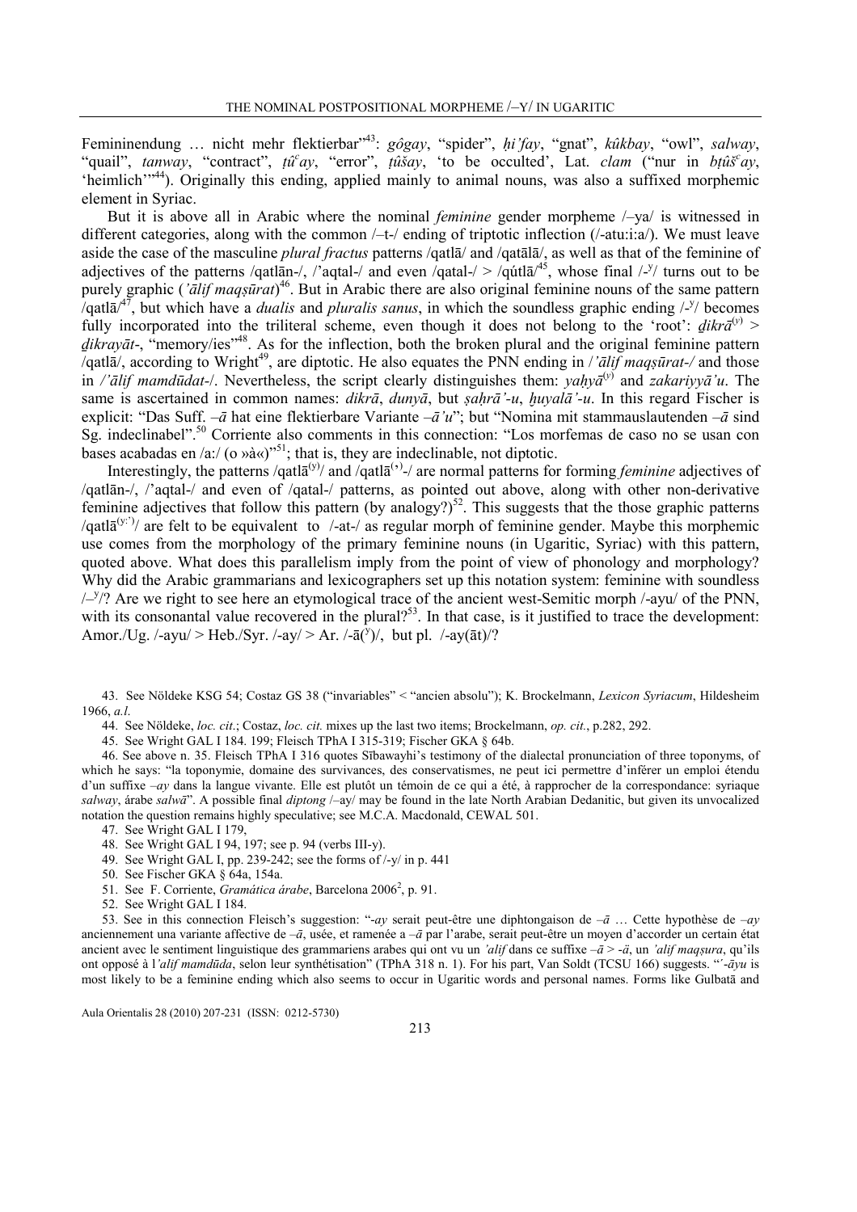Femininendung … nicht mehr flektierbar"[43]: *gôgay*, "spider", *ḥiʾfay*, "gnat", *kûkbay*, "owl", *salway*, "quail", *tanway*, "contract", *ṭûᶜay*, "error", *ṭûšay*, 'to be occulted', Lat. *clam* ("nur in *bṭûšᶜay*, 'heimlich'"[44]). Originally this ending, applied mainly to animal nouns, was also a suffixed morphemic element in Syriac.

But it is above all in Arabic where the nominal *feminine* gender morpheme /–ya/ is witnessed in different categories, along with the common /–t-/ ending of triptotic inflection (/-atu:i:a/). We must leave aside the case of the masculine *plural fractus* patterns /qatlā/ and /qatālā/, as well as that of the feminine of adjectives of the patterns /qatlān-/, /ʾaqtal-/ and even /qatal-/ > /qútlā/[45], whose final /-ʸ/ turns out to be purely graphic (*ʾālif maqṣūrat*)[46]. But in Arabic there are also original feminine nouns of the same pattern /qatlā/[47], but which have a *dualis* and *pluralis sanus*, in which the soundless graphic ending /-ʸ/ becomes fully incorporated into the triliteral scheme, even though it does not belong to the 'root': *ḏikrā*⁽ʸ⁾ > *ḏikrayāt*-, "memory/ies"[48]. As for the inflection, both the broken plural and the original feminine pattern /qatlā/, according to Wright[49], are diptotic. He also equates the PNN ending in /*ʾālif maqṣūrat-/* and those in */ʾālif mamdūdat-*/. Nevertheless, the script clearly distinguishes them: *yaḥyā*⁽ʸ⁾ and *zakariyyāʾu*. The same is ascertained in common names: *dikrā*, *dunyā*, but *ṣaḥrāʾ-u*, *ḫuyalāʾ-u*. In this regard Fischer is explicit: "Das Suff. *–ā* hat eine flektierbare Variante *–āʾu*"; but "Nomina mit stammauslautenden *–ā* sind Sg. indeclinabel".[50] Corriente also comments in this connection: "Los morfemas de caso no se usan con bases acabadas en /a:/ (o »à«)"[51]; that is, they are indeclinable, not diptotic.

Interestingly, the patterns /qatlā⁽ʸ⁾/ and /qatlā⁽ʾ⁾-/ are normal patterns for forming *feminine* adjectives of /qatlān-/, /ʾaqtal-/ and even of /qatal-/ patterns, as pointed out above, along with other non-derivative feminine adjectives that follow this pattern (by analogy?)[52]. This suggests that the those graphic patterns /qatlā⁽ʸ˸ʾ⁾/ are felt to be equivalent to /-at-/ as regular morph of feminine gender. Maybe this morphemic use comes from the morphology of the primary feminine nouns (in Ugaritic, Syriac) with this pattern, quoted above. What does this parallelism imply from the point of view of phonology and morphology? Why did the Arabic grammarians and lexicographers set up this notation system: feminine with soundless /–ʸ/? Are we right to see here an etymological trace of the ancient west-Semitic morph /-ayu/ of the PNN, with its consonantal value recovered in the plural?[53]. In that case, is it justified to trace the development: Amor./Ug. /-ayu/ > Heb./Syr. /-ay/ > Ar. /-ā(ʸ)/, but pl. /-ay(āt)/?

---

43. See Nöldeke KSG 54; Costaz GS 38 ("invariables" < "ancien absolu"); K. Brockelmann, *Lexicon Syriacum*, Hildesheim 1966, *a.l.*

44. See Nöldeke, *loc. cit.*; Costaz, *loc. cit.* mixes up the last two items; Brockelmann, *op. cit.*, p.282, 292.

45. See Wright GAL I 184. 199; Fleisch TPhA I 315-319; Fischer GKA § 64b.

46. See above n. 35. Fleisch TPhA I 316 quotes Sībawayhi's testimony of the dialectal pronunciation of three toponyms, of which he says: "la toponymie, domaine des survivances, des conservatismes, ne peut ici permettre d'inférer un emploi étendu d'un suffixe *–ay* dans la langue vivante. Elle est plutôt un témoin de ce qui a été, à rapprocher de la correspondance: syriaque *salway*, árabe *salwā*". A possible final *diptong* /–ay/ may be found in the late North Arabian Dedanitic, but given its unvocalized notation the question remains highly speculative; see M.C.A. Macdonald, CEWAL 501.

47. See Wright GAL I 179,

48. See Wright GAL I 94, 197; see p. 94 (verbs III-y).

49. See Wright GAL I, pp. 239-242; see the forms of /-y/ in p. 441

50. See Fischer GKA § 64a, 154a.

51. See F. Corriente, *Gramática árabe*, Barcelona 2006², p. 91.

52. See Wright GAL I 184.

53. See in this connection Fleisch's suggestion: "*-ay* serait peut-être une diphtongaison de *–ā* … Cette hypothèse de *–ay* anciennement una variante affective de *–ā*, usée, et ramenée a *–ā* par l'arabe, serait peut-être un moyen d'accorder un certain état ancien avec le sentiment linguistique des grammariens arabes qui ont vu un *ʾalif* dans ce suffixe *–ā* > *-ä*, un *ʾalif maqṣura*, qu'ils ont opposé à l*ʾalif mamdūda*, selon leur synthétisation" (TPhA 318 n. 1). For his part, Van Soldt (TCSU 166) suggests. "*ʾ-āyu* is most likely to be a feminine ending which also seems to occur in Ugaritic words and personal names. Forms like Gulbatā and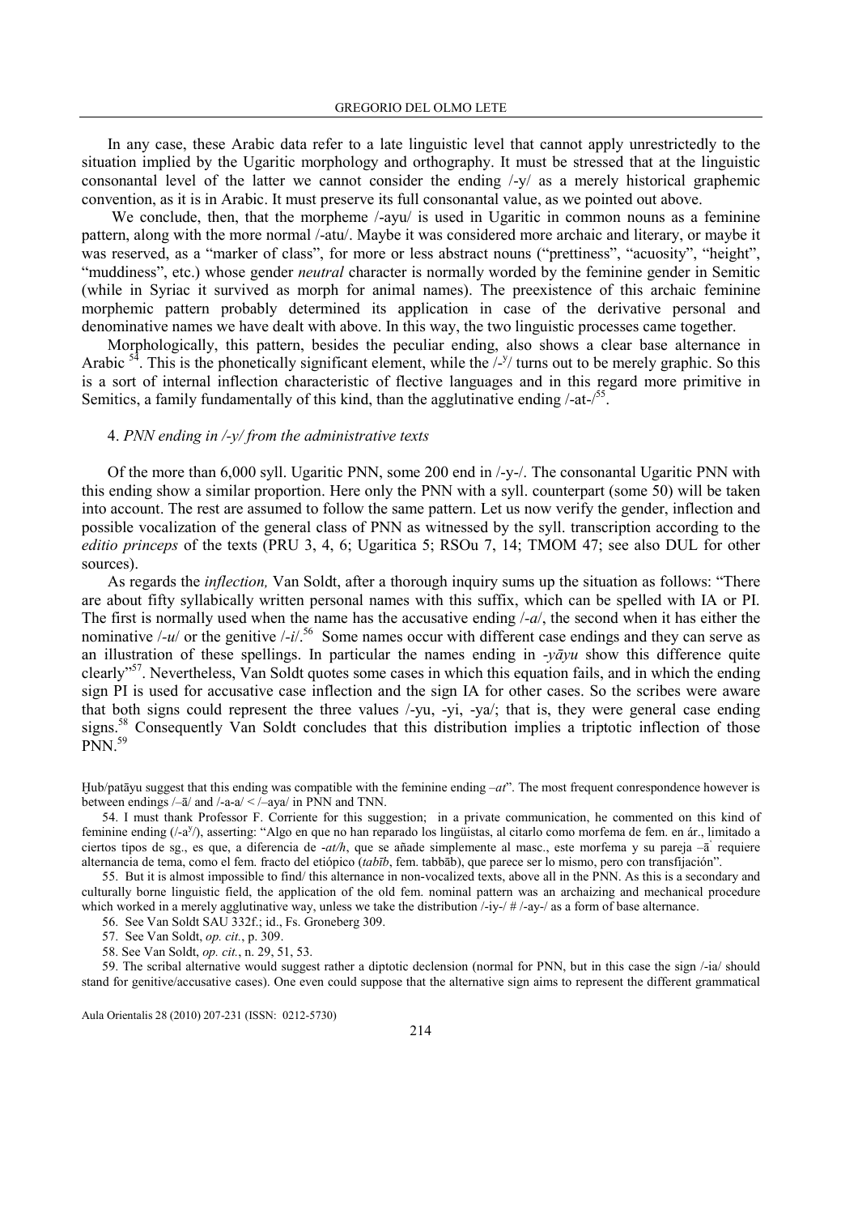In any case, these Arabic data refer to a late linguistic level that cannot apply unrestrictedly to the situation implied by the Ugaritic morphology and orthography. It must be stressed that at the linguistic consonantal level of the latter we cannot consider the ending /-y/ as a merely historical graphemic convention, as it is in Arabic. It must preserve its full consonantal value, as we pointed out above.

We conclude, then, that the morpheme /-ayu/ is used in Ugaritic in common nouns as a feminine pattern, along with the more normal /-atu/. Maybe it was considered more archaic and literary, or maybe it was reserved, as a "marker of class", for more or less abstract nouns ("prettiness", "acuosity", "height", "muddiness", etc.) whose gender *neutral* character is normally worded by the feminine gender in Semitic (while in Syriac it survived as morph for animal names). The preexistence of this archaic feminine morphemic pattern probably determined its application in case of the derivative personal and denominative names we have dealt with above. In this way, the two linguistic processes came together.

Morphologically, this pattern, besides the peculiar ending, also shows a clear base alternance in Arabic [54]. This is the phonetically significant element, while the /-ʸ/ turns out to be merely graphic. So this is a sort of internal inflection characteristic of flective languages and in this regard more primitive in Semitics, a family fundamentally of this kind, than the agglutinative ending /-at-/[55].

### 4. *PNN ending in /-y/ from the administrative texts*

Of the more than 6,000 syll. Ugaritic PNN, some 200 end in /-y-/. The consonantal Ugaritic PNN with this ending show a similar proportion. Here only the PNN with a syll. counterpart (some 50) will be taken into account. The rest are assumed to follow the same pattern. Let us now verify the gender, inflection and possible vocalization of the general class of PNN as witnessed by the syll. transcription according to the *editio princeps* of the texts (PRU 3, 4, 6; Ugaritica 5; RSOu 7, 14; TMOM 47; see also DUL for other sources).

As regards the *inflection,* Van Soldt, after a thorough inquiry sums up the situation as follows: "There are about fifty syllabically written personal names with this suffix, which can be spelled with IA or PI. The first is normally used when the name has the accusative ending /-*a*/, the second when it has either the nominative /-*u*/ or the genitive /-*i*/.[56] Some names occur with different case endings and they can serve as an illustration of these spellings. In particular the names ending in *-yāyu* show this difference quite clearly"[57]. Nevertheless, Van Soldt quotes some cases in which this equation fails, and in which the ending sign PI is used for accusative case inflection and the sign IA for other cases. So the scribes were aware that both signs could represent the three values /-yu, -yi, -ya/; that is, they were general case ending signs.[58] Consequently Van Soldt concludes that this distribution implies a triptotic inflection of those PNN.[59]

Ḫub/patāyu suggest that this ending was compatible with the feminine ending –*at*". The most frequent conrespondence however is between endings /–ā/ and /-a-a/ < /–aya/ in PNN and TNN.

54. I must thank Professor F. Corriente for this suggestion; in a private communication, he commented on this kind of feminine ending (/-aʸ/), asserting: "Algo en que no han reparado los lingüistas, al citarlo como morfema de fem. en ár., limitado a ciertos tipos de sg., es que, a diferencia de -*at/h*, que se añade simplemente al masc., este morfema y su pareja –āʾ requiere alternancia de tema, como el fem. fracto del etiópico (*tabīb*, fem. tabbāb), que parece ser lo mismo, pero con transfijación".

55. But it is almost impossible to find/ this alternance in non-vocalized texts, above all in the PNN. As this is a secondary and culturally borne linguistic field, the application of the old fem. nominal pattern was an archaizing and mechanical procedure which worked in a merely agglutinative way, unless we take the distribution /-iy-/ # /-ay-/ as a form of base alternance.

56. See Van Soldt SAU 332f.; id., Fs. Groneberg 309.

57. See Van Soldt, *op. cit.*, p. 309.

58. See Van Soldt, *op. cit.*, n. 29, 51, 53.

59. The scribal alternative would suggest rather a diptotic declension (normal for PNN, but in this case the sign /-ia/ should stand for genitive/accusative cases). One even could suppose that the alternative sign aims to represent the different grammatical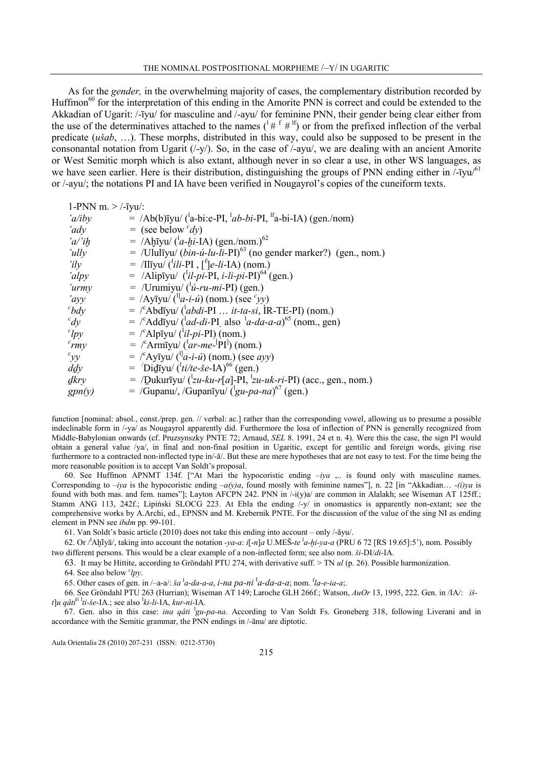As for the *gender,* in the overwhelming majority of cases, the complementary distribution recorded by Huffmon[60] for the interpretation of this ending in the Amorite PNN is correct and could be extended to the Akkadian of Ugarit: /-īyu/ for masculine and /-ayu/ for feminine PNN, their gender being clear either from the use of the determinatives attached to the names (ˡ # ᶠ # ˡᶠ) or from the prefixed inflection of the verbal predicate (*ušab*, …). These morphs, distributed in this way, could also be supposed to be present in the consonantal notation from Ugarit (/-y/). So, in the case of /-ayu/, we are dealing with an ancient Amorite or West Semitic morph which is also extant, although never in so clear a use, in other WS languages, as we have seen earlier. Here is their distribution, distinguishing the groups of PNN ending either in /-īyu/[61] or /-ayu/; the notations PI and IA have been verified in Nougayrol's copies of the cuneiform texts.

1-PNN m. > /-īyu/:

| | |
|---|---|
| *'a/iby* | = /Ab(b)īyu/ (ˡa-bi:e-PI, ˡ*ab-bi*-PI, ˡᶠa-bi-IA) (gen./nom) |
| *'ady* | = (see below *ᶜdy*) |
| *'a/'iḫ* | = /Aḫīyu/ (ˡ*a-ḫi*-IA) (gen./nom.)[62] |
| *'ully* | = /Ululīyu/ (*bin-ú-lu-li*-PI)[63] (no gender marker?) (gen., nom.) |
| *'ily* | = /Ilīyu/ (ˡ*ili*-PI , [ᶠ]*e-li*-IA) (nom.) |
| *'alpy* | = /Alipīyu/ (ˡ*il-pi*-PI, *i-li-pi*-PI)[64] (gen.) |
| *'urmy* | = /Urumiyu/ (ˡ*ú-ru-mi*-PI) (gen.) |
| *'ayy* | = /Ayīyu/ (ˡ]*a-i-ú*) (nom.) (see *ᶜyy*) |
| *ᶜbdy* | = /ᶜAbdīyu/ (ˡ*abdi*-PI … *it-ta-si*, ÌR-TE-PI) (nom.) |
| *ᶜdy* | = /ᶜAddīyu/ (ˡ*ad-di*-PI, also ˡ*a-da-a-a*)[65] (nom., gen) |
| *ᶜlpy* | = /ᶜAlpīyu/ (ˡ*il-pi*-PI) (nom.) |
| *ᶜrmy* | = /ᶜArmīyu/ (ˡ*ar-me*-[PI]) (nom.) |
| *ᶜyy* | = /ᶜAyīyu/ (ˡ]*a-i-ú*) (nom.) (see *ayy*) |
| *dḏy* | = /Diḏīyu/ (ˡ*ti/te-še*-IA)[66] (gen.) |
| *ḏkry* | = /Ḏukurīyu/ (ˡ*zu-ku-r*[*a*]-PI, ˡ*zu-uk-ri*-PI) (acc., gen., nom.) |
| *gpn(y)* | = /Gupanu/, /Gupanīyu/ (ˡ*gu-pa-na*)[67] (gen.) |

function [nominal: absol., const./prep. gen. // verbal: ac.] rather than the corresponding vowel, allowing us to presume a possible indeclinable form in /-ya/ as Nougayrol apparently did. Furthermore the losa of inflection of PNN is generally recognized from Middle-Babylonian onwards (cf. Pruzsynszky PNTE 72; Arnaud, *SEL* 8. 1991, 24 et n. 4). Were this the case, the sign PI would obtain a general value /ya/, in final and non-final position in Ugaritic, except for gentilic and foreign words, giving rise furthermore to a contracted non-inflected type in/-ā/. But these are mere hypotheses that are not easy to test. For the time being the more reasonable position is to accept Van Soldt's proposal.

60. See Huffmon APNMT 134f. ["At Mari the hypocoristic ending *–iya* ,.. is found only with masculine names. Corresponding to *–iya* is the hypocoristic ending *–a(y)a*, found mostly with feminine names"], n. 22 [in "Akkadian… *-(i)ya* is found with both mas. and fem. names"]; Layton AFCPN 242. PNN in /-i(y)a/ are common in Alalakh; see Wiseman AT 125ff.; Stamm ANG 113, 242f.; Lipiński SLOCG 223. At Ebla the ending /-y/ in onomastics is apparently non-extant; see the comprehensive works by A.Archi, ed., EPNSN and M. Krebernik PNTE. For the discussion of the value of the sing NI as ending element in PNN see *ibdm* pp. 99-101.

61. Van Soldt's basic article (2010) does not take this ending into account – only /-āyu/.

62. Or /ˡAḫīyā/, taking into account the notation *-ya-a*: *i*[*-n*]*a* U.MEŠ-*te* ˡ*a-ḫi-ya-a* (PRU 6 72 [RS 19.65]:5'), nom. Possibly two different persons. This would be a clear example of a non-inflected form; see also nom. *ši*-DI/*di*-IA.

63. It may be Hittite, according to Gröndahl PTU 274, with derivative suff. > TN *ul* (p. 26). Possible harmonization.

64. See also below *ᶜlpy*.

65. Other cases of gen. in /–a-a/: *ša* ˡ*a-da-a-a*, *i-na pa-ni* ˡ*a-da-a-a*; nom. ᶠ*la-e-ia-a*;.

66. See Gröndahl PTU 263 (Hurrian); Wiseman AT 149; Laroche GLH 266f.; Watson, *AuOr* 13, 1995, 222. Gen. in /IA/: *iš-t*]*u qâti*ˢⁱ ˡ*ti-še*-IA.; see also ˡ*ki-li*-IA, *kur-ni*-IA.

67. Gen. also in this case: *ina qâti* ˡ*gu-pa-na*. According to Van Soldt Fs. Groneberg 318, following Liverani and in accordance with the Semitic grammar, the PNN endings in /-ānu/ are diptotic.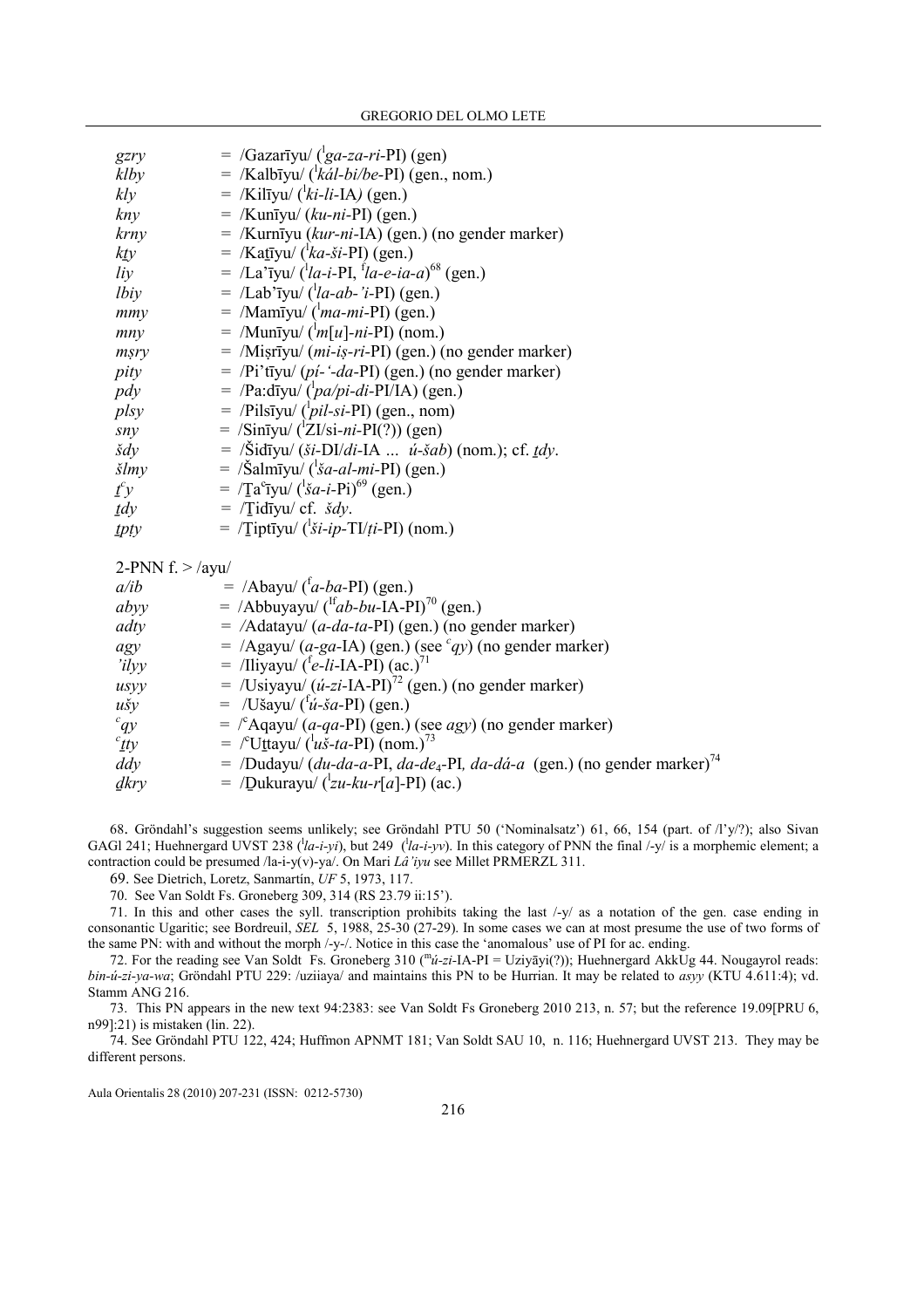*gzry* = /Gazarīyu/ ([l]*ga-za-ri*-PI) (gen)
*klby* = /Kalbīyu/ ([l]*kál-bi/be*-PI) (gen., nom.)
*kly* = /Kilīyu/ ([l]*ki-li*-IA*)* (gen.)
*kny* = /Kunīyu/ (*ku-ni*-PI) (gen.)
*krny* = /Kurnīyu (*kur-ni*-IA) (gen.) (no gender marker)
*kṯy* = /Kaṯīyu/ ([l]*ka-ši*-PI) (gen.)
*liy* = /La'īyu/ ([l]*la-i*-PI, [f]*la-e-ia-a*)[68] (gen.)
*lbiy* = /Lab'īyu/ ([l]*la-ab-'i*-PI) (gen.)
*mmy* = /Mamīyu/ ([l]*ma-mi*-PI) (gen.)
*mny* = /Munīyu/ ([l]*m*[*u*]*-ni*-PI) (nom.)
*mṣry* = /Miṣrīyu/ (*mi-iṣ-ri*-PI) (gen.) (no gender marker)
*pity* = /Pi'tīyu/ (*pí-'-da*-PI) (gen.) (no gender marker)
*pdy* = /Pa:dīyu/ ([l]*pa/pi-di*-PI/IA) (gen.)
*plsy* = /Pilsīyu/ ([l]*pil-si*-PI) (gen., nom)
*sny* = /Sinīyu/ ([l]ZI/si-*ni*-PI(?)) (gen)
*šdy* = /Šidīyu/ (*ši*-DI/*di*-IA ... *ú-šab*) (nom.); cf. *ṯdy*.
*šlmy* = /Šalmīyu/ ([l]*ša-al-mi*-PI) (gen.)
*ṯ*[c]*y* = /Ṯa[c]īyu/ ([l]*ša-i*-Pi)[69] (gen.)
*ṯdy* = /Ṯidīyu/ cf. *šdy*.
*ṯpty* = /Ṯiptīyu/ ([l]*ši-ip*-TI/*ṭi*-PI) (nom.)

2-PNN f. > /ayu/

*a/ib* = /Abayu/ ([f]*a-ba*-PI) (gen.)
*abyy* = /Abbuyayu/ ([lf]*ab-bu*-IA-PI)[70] (gen.)
*adty* = /Adatayu/ (*a-da-ta*-PI) (gen.) (no gender marker)
*agy* = /Agayu/ (*a-ga*-IA) (gen.) (see [c]*qy*) (no gender marker)
*'ilyy* = /Iliyayu/ ([f]*e-li*-IA-PI) (ac.)[71]
*usyy* = /Usiyayu/ (*ú-zi*-IA-PI)[72] (gen.) (no gender marker)
*ušy* = /Ušayu/ ([f]*ú-ša*-PI) (gen.)
[c]*qy* = /[c]Aqayu/ (*a-qa*-PI) (gen.) (see *agy*) (no gender marker)
[c]*ṯty* = /[c]Uṯtayu/ ([l]*uš-ta*-PI) (nom.)[73]
*ddy* = /Dudayu/ (*du-da-a*-PI, *da-de*$_4$-PI*, da-dá-a* (gen.) (no gender marker)[74]
*ḏkry* = /Ḏukurayu/ ([l]*zu-ku-r*[*a*]-PI) (ac.)

68. Gröndahl's suggestion seems unlikely; see Gröndahl PTU 50 ('Nominalsatz') 61, 66, 154 (part. of /l'y/?); also Sivan GAGl 241; Huehnergard UVST 238 ([l]*la-i-yi*), but 249 ([l]*la-i-yv*). In this category of PNN the final /-y/ is a morphemic element; a contraction could be presumed /la-i-y(v)-ya/. On Mari *Lâ'iyu* see Millet PRMERZL 311.

69. See Dietrich, Loretz, Sanmartín, *UF* 5, 1973, 117.

70. See Van Soldt Fs. Groneberg 309, 314 (RS 23.79 ii:15').

71. In this and other cases the syll. transcription prohibits taking the last /-y/ as a notation of the gen. case ending in consonantic Ugaritic; see Bordreuil, *SEL* 5, 1988, 25-30 (27-29). In some cases we can at most presume the use of two forms of the same PN: with and without the morph /-y-/. Notice in this case the 'anomalous' use of PI for ac. ending.

72. For the reading see Van Soldt Fs. Groneberg 310 ([m]*ú-zi*-IA-PI = Uziyāyi(?)); Huehnergard AkkUg 44. Nougayrol reads: *bin-ú-zi-ya-wa*; Gröndahl PTU 229: /uziiaya/ and maintains this PN to be Hurrian. It may be related to *asyy* (KTU 4.611:4); vd. Stamm ANG 216.

73. This PN appears in the new text 94:2383: see Van Soldt Fs Groneberg 2010 213, n. 57; but the reference 19.09[PRU 6, n99]:21) is mistaken (lin. 22).

74. See Gröndahl PTU 122, 424; Huffmon APNMT 181; Van Soldt SAU 10, n. 116; Huehnergard UVST 213. They may be different persons.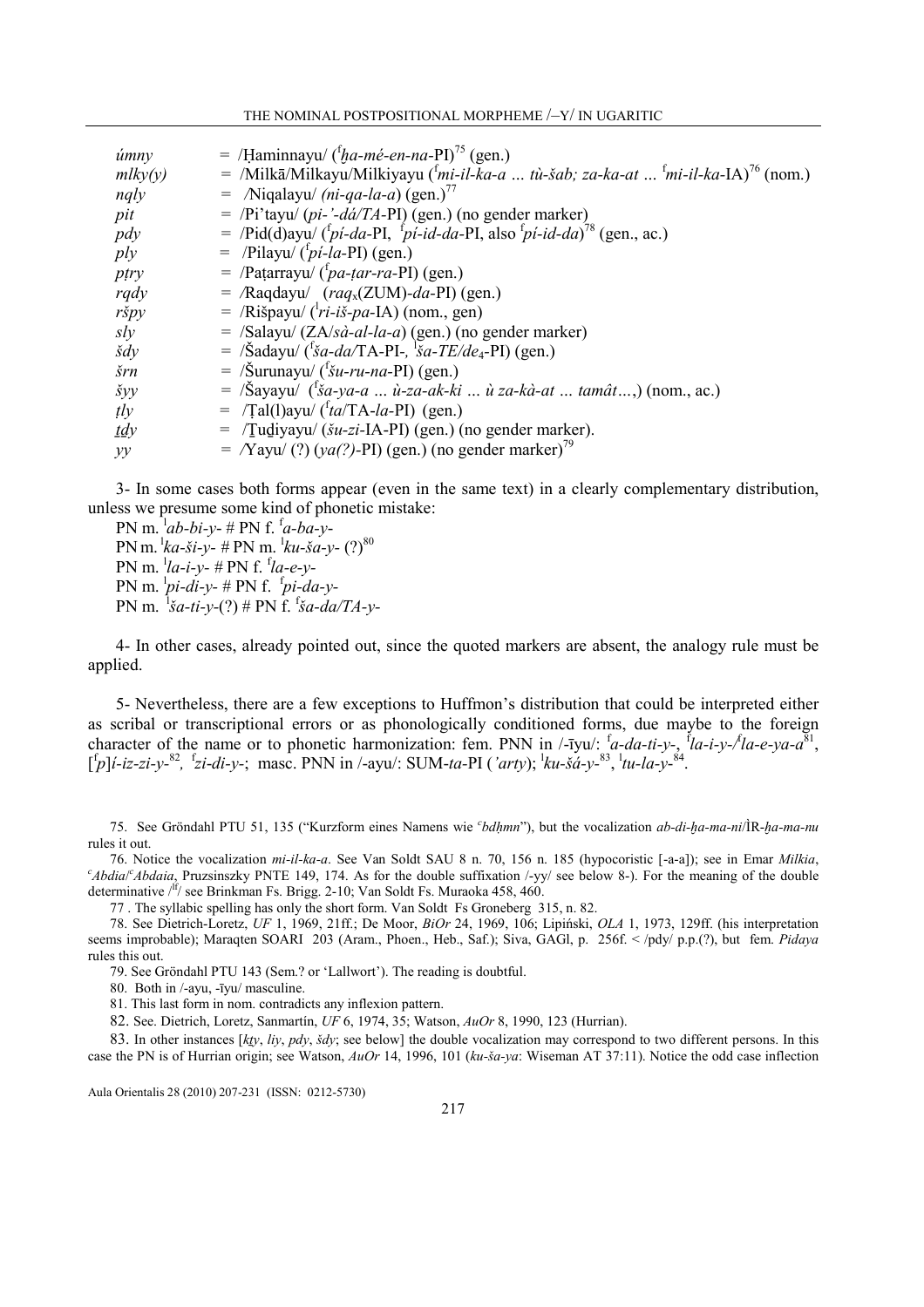| | |
|---|---|
| *ủmny* | = /Ḥaminnayu/ ([f]*ḫa-mé-en-na*-PI)[75] (gen.) |
| *mlky(y)* | = /Milkā/Milkayu/Milkiyayu ([f]*mi-il-ka-a … tù-šab; za-ka-at …* [f]*mi-il-ka*-IA)[76] (nom.) |
| *nqly* | = /Niqalayu/ *(ni-qa-la-a)* (gen.)[77] |
| *pit* | = /Pi'tayu/ (*pi-'-dá/TA*-PI) (gen.) (no gender marker) |
| *pdy* | = /Pid(d)ayu/ ([f]*pí-da*-PI, [f]*pí-id-da*-PI, also [f]*pí-id-da*)[78] (gen., ac.) |
| *ply* | = /Pilayu/ ([f]*pí-la*-PI) (gen.) |
| *pṭry* | = /Paṭarrayu/ ([f]*pa-ṭar-ra*-PI) (gen.) |
| *rqdy* | = /Raqdayu/ (*raq*ₓ(ZUM)-*da*-PI) (gen.) |
| *ršpy* | = /Rišpayu/ ([I]*ri-iš-pa*-IA) (nom., gen) |
| *sly* | = /Salayu/ (ZA/*sà-al-la-a*) (gen.) (no gender marker) |
| *šdy* | = /Šadayu/ ([f]*ša-da*/TA-PI-, [I]*ša-TE/de*₄-PI) (gen.) |
| *šrn* | = /Šurunayu/ ([f]*šu-ru-na*-PI) (gen.) |
| *šyy* | = /Šayayu/ ([f]*ša-ya-a … ù-za-ak-ki … ù za-kà-at … tamât…*,) (nom., ac.) |
| *ṭly* | = /Ṭal(l)ayu/ ([f]*ta*/TA-*la*-PI) (gen.) |
| *ṯdy* | = /Ṯuḏiyayu/ (*šu-zi*-IA-PI) (gen.) (no gender marker). |
| *yy* | = /Yayu/ (?) (*ya(?)*-PI) (gen.) (no gender marker)[79] |

3- In some cases both forms appear (even in the same text) in a clearly complementary distribution, unless we presume some kind of phonetic mistake:

PN m. [I]*ab-bi-y*- # PN f. [f]*a-ba-y*-
PN m. [I]*ka-ši-y*- # PN m. [I]*ku-ša-y*- (?)[80]
PN m. [I]*la-i-y*- # PN f. [f]*la-e-y*-
PN m. [I]*pi-di-y*- # PN f. [f]*pi-da-y*-
PN m. [I]*ša-ti-y*-(?) # PN f. [f]*ša-da/TA-y*-

4- In other cases, already pointed out, since the quoted markers are absent, the analogy rule must be applied.

5- Nevertheless, there are a few exceptions to Huffmon's distribution that could be interpreted either as scribal or transcriptional errors or as phonologically conditioned forms, due maybe to the foreign character of the name or to phonetic harmonization: fem. PNN in /-īyu/: [f]*a-da-ti-y*-, [f]*la-i-y-/*[f]*la-e-ya-a*[81], [[f]*p*]*í-iz-zi-y*-[82], [f]*zi-di-y*-; masc. PNN in /-ayu/: SUM-*ta*-PI (*'arty*); [I]*ku-šá-y*-[83], [I]*tu-la-y*-[84].

75. See Gröndahl PTU 51, 135 ("Kurzform eines Namens wie *ʿbdḥmn*"), but the vocalization *ab-di-ḫa-ma-ni*/ÌR-*ḫa-ma-nu* rules it out.

76. Notice the vocalization *mi-il-ka-a*. See Van Soldt SAU 8 n. 70, 156 n. 185 (hypocoristic [-a-a]); see in Emar *Milkia*, *ʿAbdia*/*ʿAbdaia*, Pruzsinszky PNTE 149, 174. As for the double suffixation /-yy/ see below 8-). For the meaning of the double determinative /[If]/ see Brinkman Fs. Brigg. 2-10; Van Soldt Fs. Muraoka 458, 460.

77 . The syllabic spelling has only the short form. Van Soldt Fs Groneberg 315, n. 82.

78. See Dietrich-Loretz, *UF* 1, 1969, 21ff.; De Moor, *BiOr* 24, 1969, 106; Lipiński, *OLA* 1, 1973, 129ff. (his interpretation seems improbable); Maraqten SOARI 203 (Aram., Phoen., Heb., Saf.); Siva, GAGl, p. 256f. < /pdy/ p.p.(?), but fem. *Pidaya* rules this out.

79. See Gröndahl PTU 143 (Sem.? or 'Lallwort'). The reading is doubtful.

80. Both in /-ayu, -īyu/ masculine.

81. This last form in nom. contradicts any inflexion pattern.

82. See. Dietrich, Loretz, Sanmartín, *UF* 6, 1974, 35; Watson, *AuOr* 8, 1990, 123 (Hurrian).

83. In other instances [*kṯy*, *liy*, *pdy*, *šdy*; see below] the double vocalization may correspond to two different persons. In this case the PN is of Hurrian origin; see Watson, *AuOr* 14, 1996, 101 (*ku-ša-ya*: Wiseman AT 37:11). Notice the odd case inflection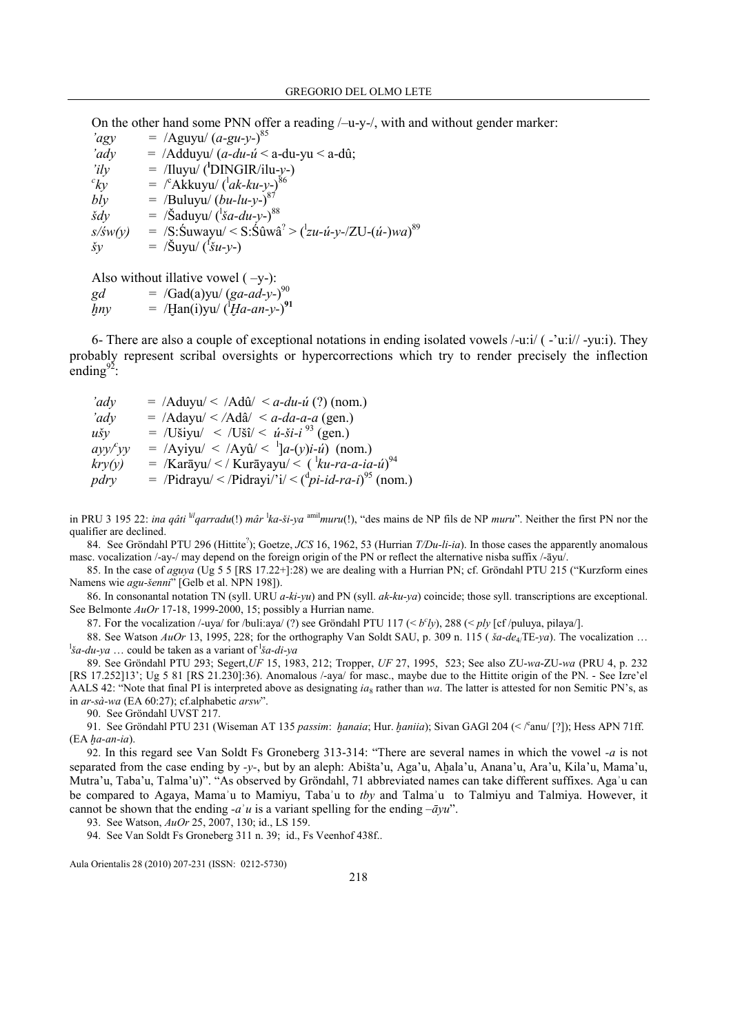On the other hand some PNN offer a reading /–u-y-/, with and without gender marker:

| | | |
|---|---|---|
| *’agy* | = | /Aguyu/ (*a-gu-y-*)[85] |
| *’ady* | = | /Adduyu/ (*a-du-ú* < a-du-yu < a-dû; |
| *’ily* | = | /Iluyu/ (ᴵDINGIR/ilu-*y*-) |
| *ᶜky* | = | /ᶜAkkuyu/ (ᴵ*ak-ku-y-*)[86] |
| *bly* | = | /Buluyu/ (*bu-lu-y-*)[87] |
| *šdy* | = | /Šaduyu/ (ᴵ*ša-du-y-*)[88] |
| *s/św(y)* | = | /S:Śuwayu/ < S:Śûwâ[?] > (ᴵ*zu-ú-y-*/ZU-(*ú-*)*wa*)[89] |
| *šy* | = | /Šuyu/ (ᴵ*šu-y-*) |

Also without illative vowel ( –y-):

| | | |
|---|---|---|
| *gd* | = | /Gad(a)yu/ (*ga-ad-y-*)[90] |
| *ḫny* | = | /Ḫan(i)yu/ (ᴵ*Ḫa-an-y-*)**[91]** |

6- There are also a couple of exceptional notations in ending isolated vowels /-u:i/ ( -’u:i// -yu:i). They probably represent scribal oversights or hypercorrections which try to render precisely the inflection ending[92]:

| | | |
|---|---|---|
| *’ady* | = | /Aduyu/ < /Adû/ < *a-du-ú* (?) (nom.) |
| *’ady* | = | /Adayu/ < /Adâ/ < *a-da-a-a* (gen.) |
| *ušy* | = | /Ušiyu/ < /Ušî/ < *ú-ši-i*[93] (gen.) |
| *ayy/ᶜyy* | = | /Ayiyu/ < /Ayû/ < ᴵ]*a*-(*y*)*i-ú*) (nom.) |
| *kry(y)* | = | /Karāyu/ < / Kurāyayu/ < ( ᴵ*ku-ra-a-ia-ú*)[94] |
| *pdry* | = | /Pidrayu/ < /Pidrayi/’i/ < (ᵈ*pi-id-ra-i*)[95] (nom.) |

in PRU 3 195 22: *ina qâti* ˡᵘ/*qarradu*(!) *mâr* ᴵ*ka-ši-ya* ᵃᵐⁱˡ*muru*(!), “des mains de NP fils de NP *muru*”. Neither the first PN nor the qualifier are declined.

84. See Gröndahl PTU 296 (Hittite[?]); Goetze, *JCS* 16, 1962, 53 (Hurrian *T/Du-li-ia*). In those cases the apparently anomalous masc. vocalization /-ay-/ may depend on the foreign origin of the PN or reflect the alternative nisba suffix /-āyu/.

85. In the case of *aguya* (Ug 5 5 [RS 17.22+]:28) we are dealing with a Hurrian PN; cf. Gröndahl PTU 215 (“Kurzform eines Namens wie *agu-šenni*” [Gelb et al. NPN 198]).

86. In consonantal notation TN (syll. URU *a-ki-yu*) and PN (syll. *ak-ku-ya*) coincide; those syll. transcriptions are exceptional. See Belmonte *AuOr* 17-18, 1999-2000, 15; possibly a Hurrian name.

87. For the vocalization /-uya/ for /buli:aya/ (?) see Gröndahl PTU 117 (< *bᶜly*), 288 (< *ply* [cf /puluya, pilaya/].

88. See Watson *AuOr* 13, 1995, 228; for the orthography Van Soldt SAU, p. 309 n. 115 ( *ša-de*₄/TE-*ya*). The vocalization … ᴵ*ša-du-ya* … could be taken as a variant of ᴵ*ša-di-ya*

89. See Gröndahl PTU 293; Segert,*UF* 15, 1983, 212; Tropper, *UF* 27, 1995, 523; See also ZU-*wa*-ZU-*wa* (PRU 4, p. 232 [RS 17.252]13’; Ug 5 81 [RS 21.230]:36). Anomalous /-aya/ for masc., maybe due to the Hittite origin of the PN. - See Izre’el AALS 42: “Note that final PI is interpreted above as designating *ia*₈ rather than *wa*. The latter is attested for non Semitic PN’s, as in *ar-sà-wa* (EA 60:27); cf.alphabetic *arsw*”.

90. See Gröndahl UVST 217.

91. See Gröndahl PTU 231 (Wiseman AT 135 *passim*: *ḫanaia*; Hur. *ḫaniia*); Sivan GAGl 204 (< /ᶜanu/ [?]); Hess APN 71ff. (EA *ḫa-an-ia*).

92. In this regard see Van Soldt Fs Groneberg 313-314: “There are several names in which the vowel *-a* is not separated from the case ending by *-y-*, but by an aleph: Abišta’u, Aga’u, Aḫala’u, Anana’u, Ara’u, Kila’u, Mama’u, Mutra’u, Taba’u, Talma’u)”. “As observed by Gröndahl, 71 abbreviated names can take different suffixes. Agaʾu can be compared to Agaya, Mamaʾu to Mamiyu, Tabaʾu to *tby* and Talmaʾu to Talmiyu and Talmiya. However, it cannot be shown that the ending *-aʾu* is a variant spelling for the ending *–āyu*”.

93. See Watson, *AuOr* 25, 2007, 130; id., LS 159.

94. See Van Soldt Fs Groneberg 311 n. 39; id., Fs Veenhof 438f..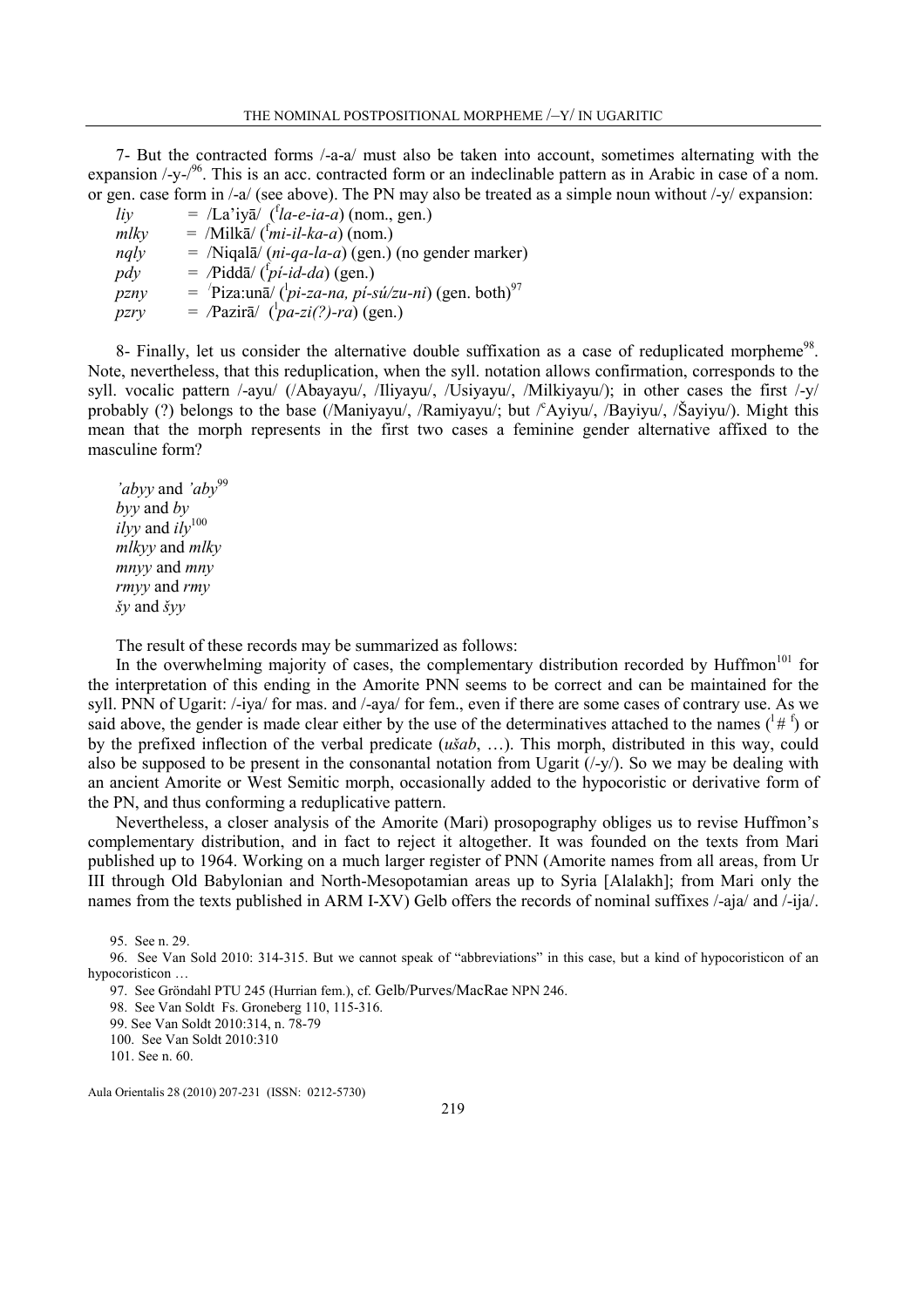7- But the contracted forms /-a-a/ must also be taken into account, sometimes alternating with the expansion /-y-/[96]. This is an acc. contracted form or an indeclinable pattern as in Arabic in case of a nom. or gen. case form in /-a/ (see above). The PN may also be treated as a simple noun without /-y/ expansion:

*liy* = /La'iyā/ ([f]*la-e-ia-a*) (nom., gen.)
*mlky* = /Milkā/ ([f]*mi-il-ka-a*) (nom.)
*nqly* = /Niqalā/ (*ni-qa-la-a*) (gen.) (no gender marker)
*pdy* = /Piddā/ ([f]*pí-id-da*) (gen.)
*pzny* = /Piza:unā/ ([l]*pi-za-na, pí-sú/zu-ni*) (gen. both)[97]
*pzry* = /Pazirā/ ([l]*pa-zi(?)-ra*) (gen.)

8- Finally, let us consider the alternative double suffixation as a case of reduplicated morpheme[98]. Note, nevertheless, that this reduplication, when the syll. notation allows confirmation, corresponds to the syll. vocalic pattern /-ayu/ (/Abayayu/, /Iliyayu/, /Usiyayu/, /Milkiyayu/); in other cases the first /-y/ probably (?) belongs to the base (/Maniyayu/, /Ramiyayu/; but /ʿAyiyu/, /Bayiyu/, /Šayiyu/). Might this mean that the morph represents in the first two cases a feminine gender alternative affixed to the masculine form?

*'abyy* and *'aby*[99]
*byy* and *by*
*ilyy* and *ily*[100]
*mlkyy* and *mlky*
*mnyy* and *mny*
*rmyy* and *rmy*
*šy* and *šyy*

The result of these records may be summarized as follows:

In the overwhelming majority of cases, the complementary distribution recorded by Huffmon[101] for the interpretation of this ending in the Amorite PNN seems to be correct and can be maintained for the syll. PNN of Ugarit: /-iya/ for mas. and /-aya/ for fem., even if there are some cases of contrary use. As we said above, the gender is made clear either by the use of the determinatives attached to the names ([l] # [f]) or by the prefixed inflection of the verbal predicate (*ušab*, …). This morph, distributed in this way, could also be supposed to be present in the consonantal notation from Ugarit (/-y/). So we may be dealing with an ancient Amorite or West Semitic morph, occasionally added to the hypocoristic or derivative form of the PN, and thus conforming a reduplicative pattern.

Nevertheless, a closer analysis of the Amorite (Mari) prosopography obliges us to revise Huffmon's complementary distribution, and in fact to reject it altogether. It was founded on the texts from Mari published up to 1964. Working on a much larger register of PNN (Amorite names from all areas, from Ur III through Old Babylonian and North-Mesopotamian areas up to Syria [Alalakh]; from Mari only the names from the texts published in ARM I-XV) Gelb offers the records of nominal suffixes /-aja/ and /-ija/.

95. See n. 29.
96. See Van Sold 2010: 314-315. But we cannot speak of "abbreviations" in this case, but a kind of hypocoristicon of an hypocoristicon …
97. See Gröndahl PTU 245 (Hurrian fem.), cf. Gelb/Purves/MacRae NPN 246.
98. See Van Soldt Fs. Groneberg 110, 115-316.
99. See Van Soldt 2010:314, n. 78-79
100. See Van Soldt 2010:310
101. See n. 60.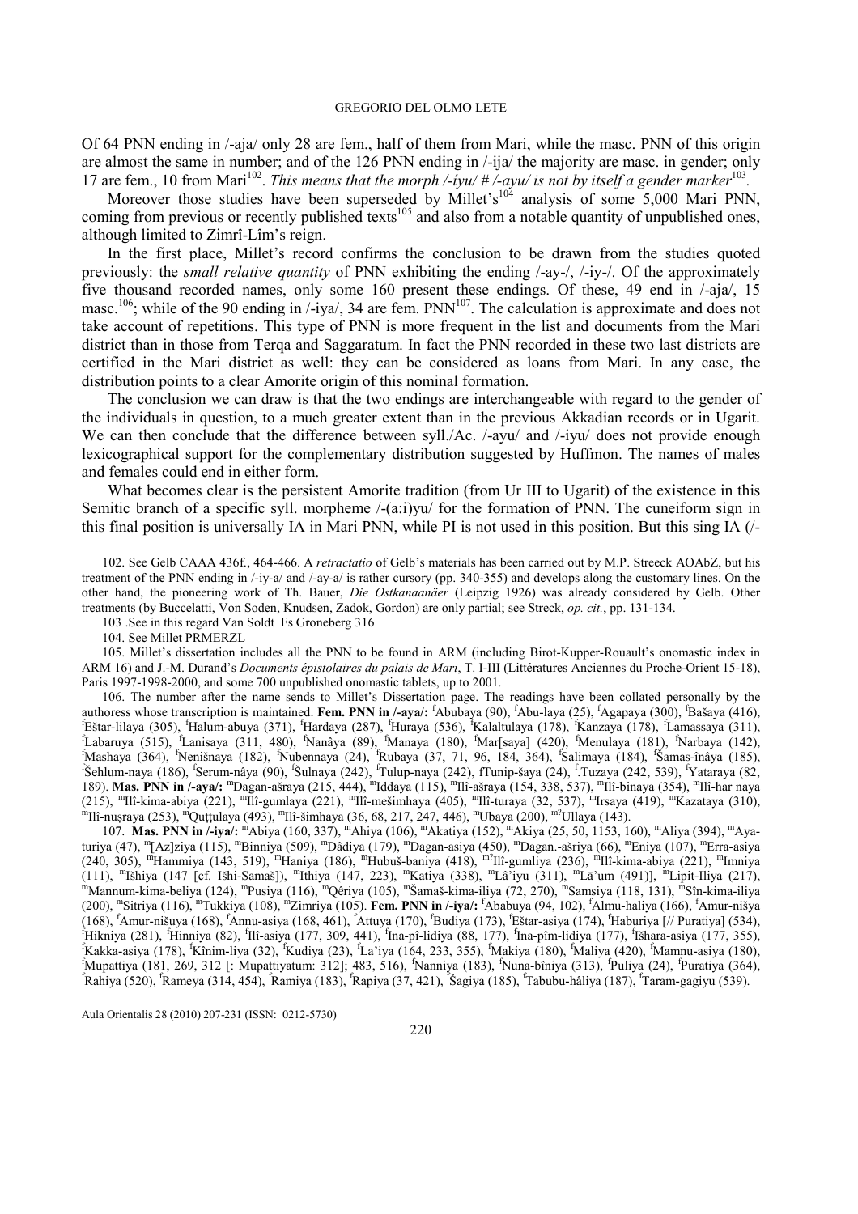Of 64 PNN ending in /-aja/ only 28 are fem., half of them from Mari, while the masc. PNN of this origin are almost the same in number; and of the 126 PNN ending in /-ija/ the majority are masc. in gender; only 17 are fem., 10 from Mari[102]. *This means that the morph /-íyu/ # /-ayu/ is not by itself a gender marker*[103].

Moreover those studies have been superseded by Millet's[104] analysis of some 5,000 Mari PNN, coming from previous or recently published texts[105] and also from a notable quantity of unpublished ones, although limited to Zimrî-Lîm's reign.

In the first place, Millet's record confirms the conclusion to be drawn from the studies quoted previously: the *small relative quantity* of PNN exhibiting the ending /-ay-/, /-iy-/. Of the approximately five thousand recorded names, only some 160 present these endings. Of these, 49 end in /-aja/, 15 masc.[106]; while of the 90 ending in /-iya/, 34 are fem. PNN[107]. The calculation is approximate and does not take account of repetitions. This type of PNN is more frequent in the list and documents from the Mari district than in those from Terqa and Saggaratum. In fact the PNN recorded in these two last districts are certified in the Mari district as well: they can be considered as loans from Mari. In any case, the distribution points to a clear Amorite origin of this nominal formation.

The conclusion we can draw is that the two endings are interchangeable with regard to the gender of the individuals in question, to a much greater extent than in the previous Akkadian records or in Ugarit. We can then conclude that the difference between syll./Ac. /-ayu/ and /-iyu/ does not provide enough lexicographical support for the complementary distribution suggested by Huffmon. The names of males and females could end in either form.

What becomes clear is the persistent Amorite tradition (from Ur III to Ugarit) of the existence in this Semitic branch of a specific syll. morpheme /-(a:i)yu/ for the formation of PNN. The cuneiform sign in this final position is universally IA in Mari PNN, while PI is not used in this position. But this sing IA (/-

102. See Gelb CAAA 436f., 464-466. A *retractatio* of Gelb's materials has been carried out by M.P. Streeck AOAbZ, but his treatment of the PNN ending in /-iy-a/ and /-ay-a/ is rather cursory (pp. 340-355) and develops along the customary lines. On the other hand, the pioneering work of Th. Bauer, *Die Ostkanaanäer* (Leipzig 1926) was already considered by Gelb. Other treatments (by Buccelatti, Von Soden, Knudsen, Zadok, Gordon) are only partial; see Streck, *op. cit.*, pp. 131-134.

103 .See in this regard Van Soldt Fs Groneberg 316

104. See Millet PRMERZL

105. Millet's dissertation includes all the PNN to be found in ARM (including Birot-Kupper-Rouault's onomastic index in ARM 16) and J.-M. Durand's *Documents épistolaires du palais de Mari*, T. I-III (Littératures Anciennes du Proche-Orient 15-18), Paris 1997-1998-2000, and some 700 unpublished onomastic tablets, up to 2001.

106. The number after the name sends to Millet's Dissertation page. The readings have been collated personally by the authoress whose transcription is maintained. **Fem. PNN in /-aya/:** fAbubaya (90), fAbu-laya (25), fAgapaya (300), fBašaya (416), fEštar-lilaya (305), fHalum-abuya (371), fHardaya (287), fHuraya (536), fKalaltulaya (178), fKanzaya (178), fLamassaya (311), fLabaruya (515), fLanisaya (311, 480), fNanâya (89), fManaya (180), fMar[saya] (420), fMenulaya (181), fNarbaya (142), fMashaya (364), fNenišnaya (182), fNubennaya (24), fRubaya (37, 71, 96, 184, 364), fSalimaya (184), fŠamas-inâya (185), fŠehlum-naya (186), fSerum-nâya (90), fŠulnaya (242), fTulup-naya (242), fTunip-šaya (24), f.Tuzaya (242, 539), fYataraya (82, 189). **Mas. PNN in /-aya/:** mDagan-ašraya (215, 444), mIddaya (115), mIlî-ašraya (154, 338, 537), mIlî-binaya (354), mIlî-har naya (215), mIlî-kima-abiya (221), mIlî-gumlaya (221), mIlî-mešimhaya (405), mIlî-turaya (32, 537), mIrsaya (419), mKazataya (310), mIlî-nuṣraya (253), mQuṭṭulaya (493), mIlî-šimhaya (36, 68, 217, 247, 446), mUbaya (200), m?Ullaya (143).

107. **Mas. PNN in /-iya/:** mAbiya (160, 337), mAhiya (106), mAkatiya (152), mAkiya (25, 50, 1153, 160), mAliya (394), mAya-turiya (47), m[Az]ziya (115), mBinniya (509), mDâdiya (179), mDagan-asiya (450), mDagan.-ašriya (66), mEniya (107), mErra-asiya (240, 305), mHammiya (143, 519), mHaniya (186), mHubuš-baniya (418), m?Ilî-gumliya (236), mIlî-kima-abiya (221), mImniya (111), mIšhiya (147 [cf. Išhi-Samaš]), mIthiya (147, 223), mKatiya (338), mLâ'iyu (311), mLā'um (491)], mLipit-Iliya (217), mMannum-kima-beliya (124), mPusiya (116), mQêriya (105), mŠamaš-kima-iliya (72, 270), mSamsiya (118, 131), mSîn-kima-iliya (200), mSitriya (116), mTukkiya (108), mZimriya (105). **Fem. PNN in /-iya/:** fAbabuya (94, 102), fAlmu-haliya (166), fAmur-nišya (168), fAmur-nišuya (168), fAnnu-asiya (168, 461), fAttuya (170), fBudiya (173), fEštar-asiya (174), fHaburiya [// Puratiya] (534), fHikniya (281), fHinniya (82), fIlî-asiya (177, 309, 441), fIna-pî-lidiya (88, 177), fIna-pîm-lidiya (177), fIšhara-asiya (177, 355), fKakka-asiya (178), fKînim-liya (32), fKudiya (23), fLa'iya (164, 233, 355), fMakiya (180), fMaliya (420), fMamnu-asiya (180), fMupattiya (181, 269, 312 [: Mupattiyatum: 312]; 483, 516), fNanniya (183), fNuna-bîniya (313), fPuliya (24), fPuratiya (364), fRahiya (520), fRameya (314, 454), fRamiya (183), fRapiya (37, 421), fŠagiya (185), fTabubu-hâliya (187), fTaram-gagiyu (539).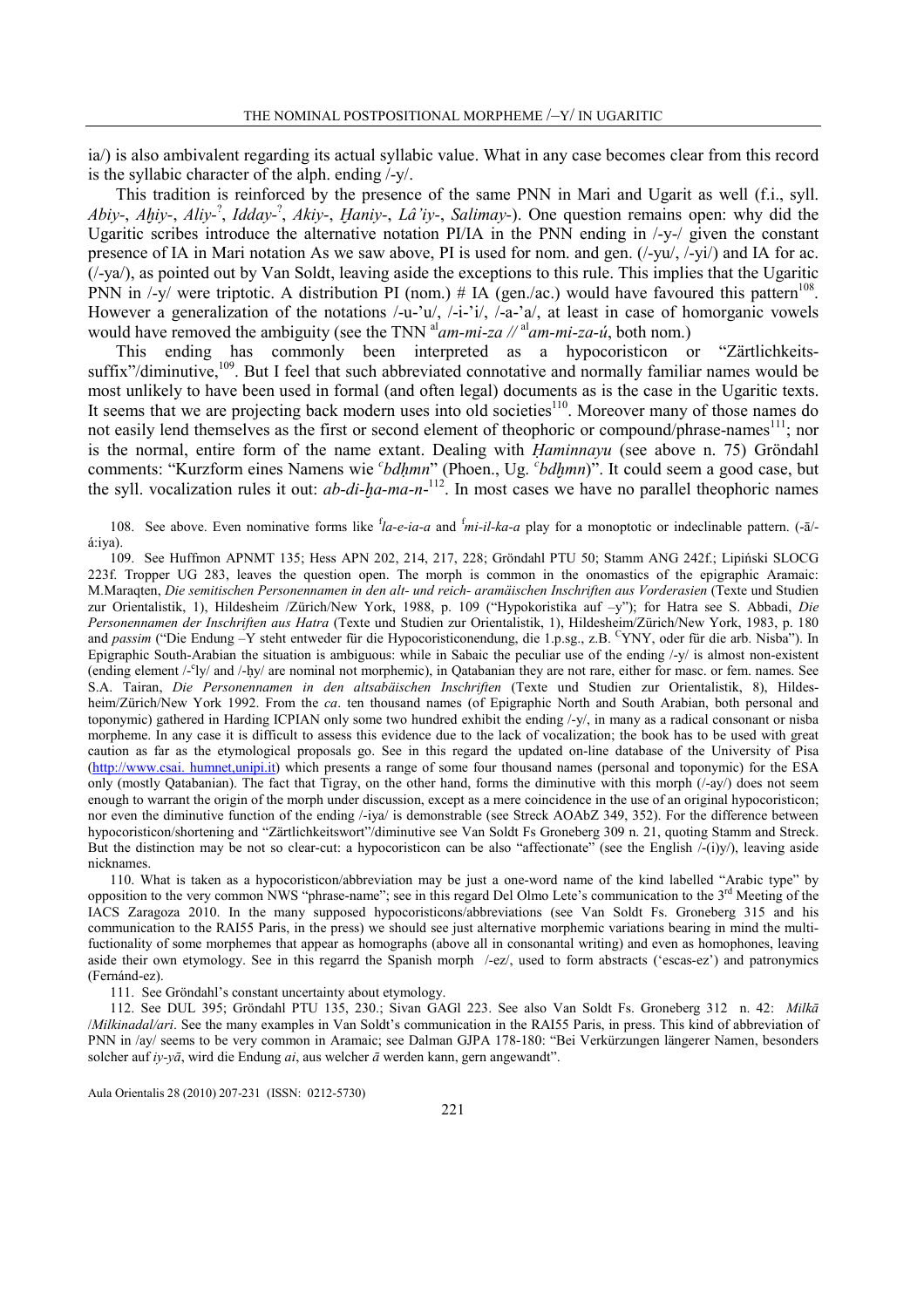ia/) is also ambivalent regarding its actual syllabic value. What in any case becomes clear from this record is the syllabic character of the alph. ending /-y/.

This tradition is reinforced by the presence of the same PNN in Mari and Ugarit as well (f.i., syll. *Abiy-*, *Aḫiy-*, *Aliy-*[?], *Idday-*[?], *Akiy-*, *Ḫaniy-*, *Lâ'iy-*, *Salimay-*). One question remains open: why did the Ugaritic scribes introduce the alternative notation PI/IA in the PNN ending in /-y-/ given the constant presence of IA in Mari notation As we saw above, PI is used for nom. and gen. (/-yu/, /-yi/) and IA for ac. (/-ya/), as pointed out by Van Soldt, leaving aside the exceptions to this rule. This implies that the Ugaritic PNN in /-y/ were triptotic. A distribution PI (nom.) # IA (gen./ac.) would have favoured this pattern[108]. However a generalization of the notations /-u-'u/, /-i-'i/, /-a-'a/, at least in case of homorganic vowels would have removed the ambiguity (see the TNN [al]*am-mi-za* // [al]*am-mi-za-ú*, both nom.)

This ending has commonly been interpreted as a hypocoristicon or "Zärtlichkeits-suffix"/diminutive,[109]. But I feel that such abbreviated connotative and normally familiar names would be most unlikely to have been used in formal (and often legal) documents as is the case in the Ugaritic texts. It seems that we are projecting back modern uses into old societies[110]. Moreover many of those names do not easily lend themselves as the first or second element of theophoric or compound/phrase-names[111]; nor is the normal, entire form of the name extant. Dealing with *Ḫaminnayu* (see above n. 75) Gröndahl comments: "Kurzform eines Namens wie *ʿbdḫmn*" (Phoen., Ug. *ʿbdḫmn*)". It could seem a good case, but the syll. vocalization rules it out: *ab-di-ḫa-ma-n-*[112]. In most cases we have no parallel theophoric names

108. See above. Even nominative forms like [f]*la-e-ia-a* and [f]*mi-il-ka-a* play for a monoptotic or indeclinable pattern. (-ā/-á:iya).

109. See Huffmon APNMT 135; Hess APN 202, 214, 217, 228; Gröndahl PTU 50; Stamm ANG 242f.; Lipiński SLOCG 223f. Tropper UG 283, leaves the question open. The morph is common in the onomastics of the epigraphic Aramaic: M.Maraqten, *Die semitischen Personennamen in den alt- und reich- aramäischen Inschriften aus Vorderasien* (Texte und Studien zur Orientalistik, 1), Hildesheim /Zürich/New York, 1988, p. 109 ("Hypokoristika auf –y"); for Hatra see S. Abbadi, *Die Personennamen der Inschriften aus Hatra* (Texte und Studien zur Orientalistik, 1), Hildesheim/Zürich/New York, 1983, p. 180 and *passim* ("Die Endung –Y steht entweder für die Hypocoristiconendung, die 1.p.sg., z.B. [C]YNY, oder für die arb. Nisba"). In Epigraphic South-Arabian the situation is ambiguous: while in Sabaic the peculiar use of the ending /-y/ is almost non-existent (ending element /-ʿly/ and /-ḥy/ are nominal not morphemic), in Qatabanian they are not rare, either for masc. or fem. names. See S.A. Tairan, *Die Personennamen in den altsabäischen Inschriften* (Texte und Studien zur Orientalistik, 8), Hildesheim/Zürich/New York 1992. From the *ca*. ten thousand names (of Epigraphic North and South Arabian, both personal and toponymic) gathered in Harding ICPIAN only some two hundred exhibit the ending /-y/, in many as a radical consonant or nisba morpheme. In any case it is difficult to assess this evidence due to the lack of vocalization; the book has to be used with great caution as far as the etymological proposals go. See in this regard the updated on-line database of the University of Pisa (http://www.csai. humnet,unipi.it) which presents a range of some four thousand names (personal and toponymic) for the ESA only (mostly Qatabanian). The fact that Tigray, on the other hand, forms the diminutive with this morph (/-ay/) does not seem enough to warrant the origin of the morph under discussion, except as a mere coincidence in the use of an original hypocoristicon; nor even the diminutive function of the ending /-iya/ is demonstrable (see Streck AOAbZ 349, 352). For the difference between hypocoristicon/shortening and "Zärtlichkeitswort"/diminutive see Van Soldt Fs Groneberg 309 n. 21, quoting Stamm and Streck. But the distinction may be not so clear-cut: a hypocoristicon can be also "affectionate" (see the English /-(i)y/), leaving aside nicknames.

110. What is taken as a hypocoristicon/abbreviation may be just a one-word name of the kind labelled "Arabic type" by opposition to the very common NWS "phrase-name"; see in this regard Del Olmo Lete's communication to the 3[rd] Meeting of the IACS Zaragoza 2010. In the many supposed hypocoristicons/abbreviations (see Van Soldt Fs. Groneberg 315 and his communication to the RAI55 Paris, in the press) we should see just alternative morphemic variations bearing in mind the multi-fuctionality of some morphemes that appear as homographs (above all in consonantal writing) and even as homophones, leaving aside their own etymology. See in this regarrd the Spanish morph /-ez/, used to form abstracts ('escas-ez') and patronymics (Fernánd-ez).

111. See Gröndahl's constant uncertainty about etymology.

112. See DUL 395; Gröndahl PTU 135, 230.; Sivan GAGl 223. See also Van Soldt Fs. Groneberg 312 n. 42: *Milkā* /*Milkinadal/ari*. See the many examples in Van Soldt's communication in the RAI55 Paris, in press. This kind of abbreviation of PNN in /ay/ seems to be very common in Aramaic; see Dalman GJPA 178-180: "Bei Verkürzungen längerer Namen, besonders solcher auf *iy-yā*, wird die Endung *ai*, aus welcher *ā* werden kann, gern angewandt".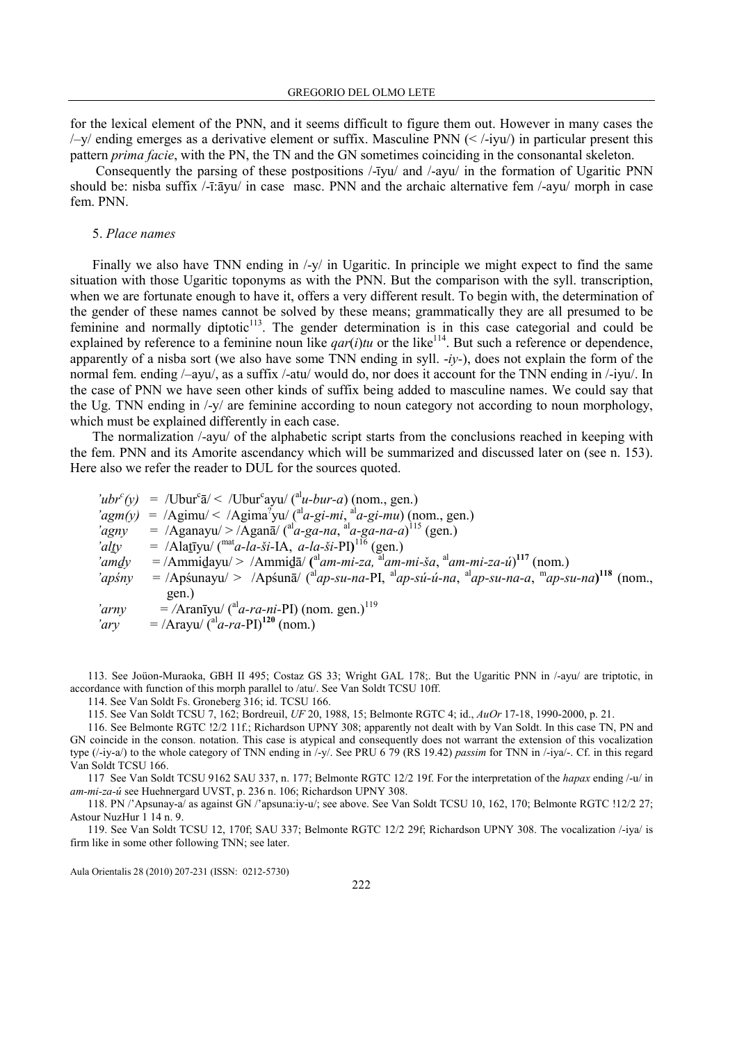for the lexical element of the PNN, and it seems difficult to figure them out. However in many cases the /–y/ ending emerges as a derivative element or suffix. Masculine PNN (< /-iyu/) in particular present this pattern *prima facie*, with the PN, the TN and the GN sometimes coinciding in the consonantal skeleton.

Consequently the parsing of these postpositions /-īyu/ and /-ayu/ in the formation of Ugaritic PNN should be: nisba suffix /-ī:āyu/ in case masc. PNN and the archaic alternative fem /-ayu/ morph in case fem. PNN.

### 5. *Place names*

Finally we also have TNN ending in /-y/ in Ugaritic. In principle we might expect to find the same situation with those Ugaritic toponyms as with the PNN. But the comparison with the syll. transcription, when we are fortunate enough to have it, offers a very different result. To begin with, the determination of the gender of these names cannot be solved by these means; grammatically they are all presumed to be feminine and normally diptotic[113]. The gender determination is in this case categorial and could be explained by reference to a feminine noun like *qar*(*i*)*tu* or the like[114]. But such a reference or dependence, apparently of a nisba sort (we also have some TNN ending in syll. *-iy-*), does not explain the form of the normal fem. ending /–ayu/, as a suffix /-atu/ would do, nor does it account for the TNN ending in /-iyu/. In the case of PNN we have seen other kinds of suffix being added to masculine names. We could say that the Ug. TNN ending in /-y/ are feminine according to noun category not according to noun morphology, which must be explained differently in each case.

The normalization /-ayu/ of the alphabetic script starts from the conclusions reached in keeping with the fem. PNN and its Amorite ascendancy which will be summarized and discussed later on (see n. 153). Here also we refer the reader to DUL for the sources quoted.

*ʼubrᶜ(y)* = /Uburᶜā/ < /Uburᶜayu/ (ᵃˡ*u-bur-a*) (nom., gen.)
*ʼagm(y)* = /Agimu/ < /Agimaˀyu/ (ᵃˡ*a-gi-mi*, ᵃˡ*a-gi-mu*) (nom., gen.)
*ʼagny* = /Aganayu/ > /Aganā/ (ᵃˡ*a-ga-na*, ᵃˡ*a-ga-na-a*)[115] (gen.)
*ʼalṯy* = /Alaṯīyu/ (ᵐᵃᵗ*a-la-ši*-IA, *a-la-ši*-PI)[116] (gen.)
*ʼamḏy* = /Ammiḏayu/ > /Ammiḏā/ (ᵃˡ*am-mi-za*, ᵃˡ*am-mi-ša*, ᵃˡ*am-mi-za-ú*)[117] (nom.)
*ʼapśny* = /Apśunayu/ > /Apśunā/ (ᵃˡ*ap-su-na*-PI, ᵃˡ*ap-sú-ú-na*, ᵃˡ*ap-su-na-a*, ᵐ*ap-su-na*)[118] (nom., gen.)
*ʼarny* = /Aranīyu/ (ᵃˡ*a-ra-ni*-PI) (nom. gen.)[119]
*ʼary* = /Arayu/ (ᵃˡ*a-ra*-PI)[120] (nom.)

113. See Joüon-Muraoka, GBH II 495; Costaz GS 33; Wright GAL 178;. But the Ugaritic PNN in /-ayu/ are triptotic, in accordance with function of this morph parallel to /atu/. See Van Soldt TCSU 10ff.

114. See Van Soldt Fs. Groneberg 316; id. TCSU 166.

115. See Van Soldt TCSU 7, 162; Bordreuil, *UF* 20, 1988, 15; Belmonte RGTC 4; id., *AuOr* 17-18, 1990-2000, p. 21.

116. See Belmonte RGTC !2/2 11f.; Richardson UPNY 308; apparently not dealt with by Van Soldt. In this case TN, PN and GN coincide in the conson. notation. This case is atypical and consequently does not warrant the extension of this vocalization type (/-iy-a/) to the whole category of TNN ending in /-y/. See PRU 6 79 (RS 19.42) *passim* for TNN in /-iya/-. Cf. in this regard Van Soldt TCSU 166.

117 See Van Soldt TCSU 9162 SAU 337, n. 177; Belmonte RGTC 12/2 19f. For the interpretation of the *hapax* ending /-u/ in *am-mi-za-ú* see Huehnergard UVST, p. 236 n. 106; Richardson UPNY 308.

118. PN /ʼApsunay-a/ as against GN /ʼapsuna:iy-u/; see above. See Van Soldt TCSU 10, 162, 170; Belmonte RGTC !12/2 27; Astour NuzHur 1 14 n. 9.

119. See Van Soldt TCSU 12, 170f; SAU 337; Belmonte RGTC 12/2 29f; Richardson UPNY 308. The vocalization /-iya/ is firm like in some other following TNN; see later.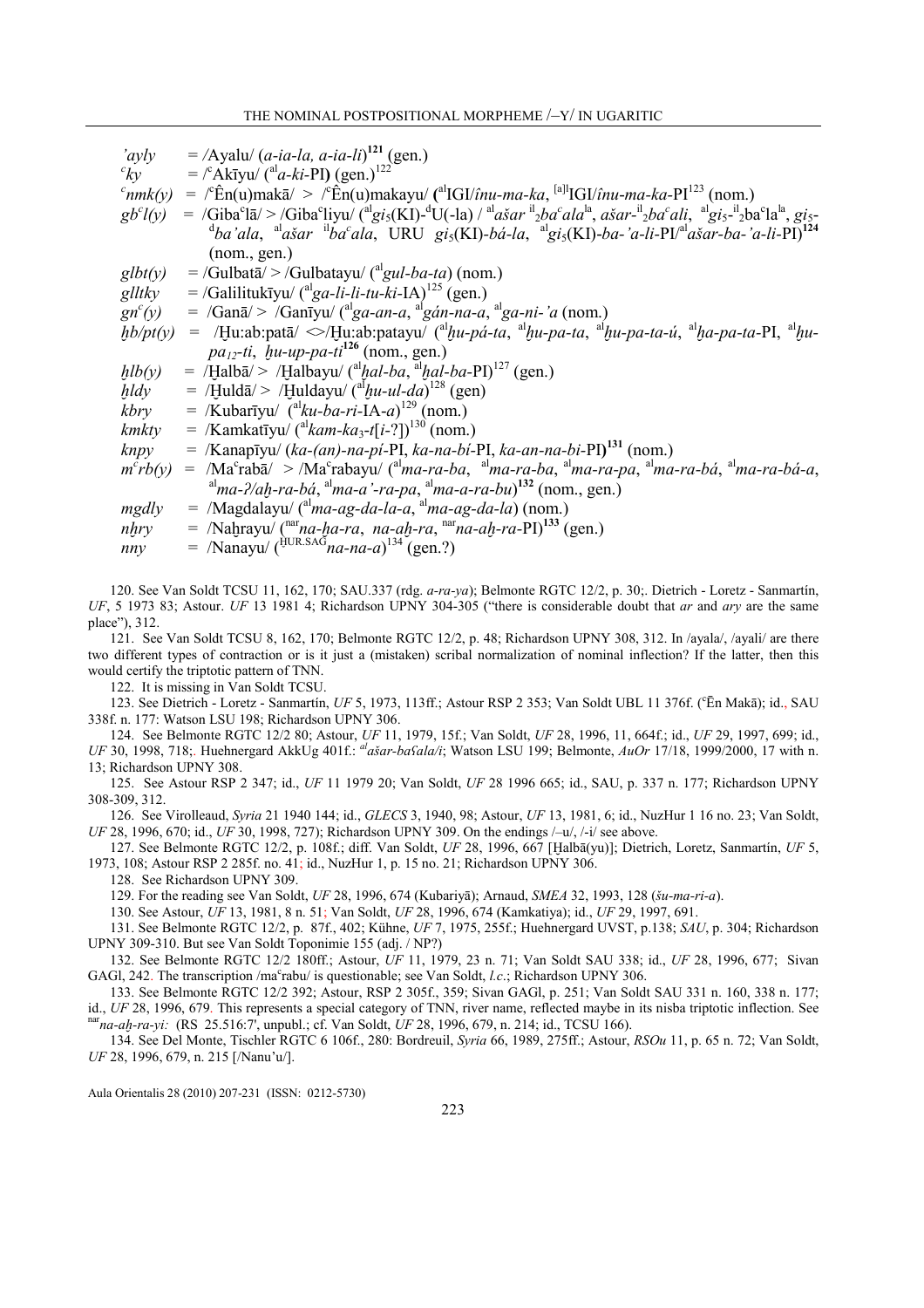*'ayly* = /Ayalu/ (*a-ia-la, a-ia-li*)**[121]** (gen.)

*ᶜky* = /ᶜAkīyu/ (ᵃˡ*a-ki*-PI) (gen.)[122]

*ᶜnmk(y)* = /ᶜÊn(u)makā/ > /ᶜÊn(u)makayu/ (ᵃˡIGI/*înu-ma-ka*, ⁽ᵃ⁾ˡIGI/*înu-ma-ka*-PI[123] (nom.)

*gbᶜl(y)* = /Gibaᶜlā/ > /Gibaᶜliyu/ (ᵃˡ*gi*₅(KI)-ᵈU(-la) / ᵃˡ*ašar* ⁱˡ₂*baᶜala*ˡᵃ, *ašar*-ⁱˡ₂*baᶜali*, ᵃˡ*gi*₅-ⁱˡ₂baᶜlaˡᵃ, *gi*₅-ᵈ*ba'ala*, ᵃˡ*ašar* ⁱˡ*baᶜala*, URU *gi*₅(KI)-*bá-la*, ᵃˡ*gi*₅(KI)-*ba-'a-li*-PI/ᵃˡ*ašar-ba-'a-li*-PI)**[124]** (nom., gen.)

*glbt(y)* = /Gulbatā/ > /Gulbatayu/ (ᵃˡ*gul-ba-ta*) (nom.)

*glltky* = /Galilitukīyu/ (ᵃˡ*ga-li-li-tu-ki*-IA)[125] (gen.)

*gnᶜ(y)* = /Ganā/ > /Ganīyu/ (ᵃˡ*ga-an-a*, ᵃˡ*gán-na-a*, ᵃˡ*ga-ni-'a* (nom.)

*ḫb/pt(y)* = /Ḫu:ab:patā/ <>/Ḫu:ab:patayu/ (ᵃˡ*ḫu-pá-ta*, ᵃˡ*ḫu-pa-ta*, ᵃˡ*ḫu-pa-ta-ú*, ᵃˡ*ḫa-pa-ta*-PI, ᵃˡ*ḫu-pa*₁₂*-ti*, *ḫu-up-pa-ti***[126]** (nom., gen.)

*ḫlb(y)* = /Ḫalbā/ > /Ḫalbayu/ (ᵃˡ*ḫal-ba*, ᵃˡ*ḫal-ba*-PI)[127] (gen.)

*ḫldy* = /Ḫuldā/ > /Ḫuldayu/ (ᵃˡ*ḫu-ul-da*)[128] (gen)

*kbry* = /Kubarīyu/ (ᵃˡ*ku-ba-ri*-IA-*a*)[129] (nom.)

*kmkty* = /Kamkatīyu/ (ᵃˡ*kam-ka*₃*-t*[*i*-?])[130] (nom.)

*knpy* = /Kanapīyu/ (*ka-(an)-na-pí*-PI, *ka-na-bí*-PI, *ka-an-na-bi*-PI)**[131]** (nom.)

*mᶜrb(y)* = /Maᶜrabā/ > /Maᶜrabayu/ (ᵃˡ*ma-ra-ba*, ᵃˡ*ma-ra-ba*, ᵃˡ*ma-ra-pa*, ᵃˡ*ma-ra-bá*, ᵃˡ*ma-ra-bá-a*, ᵃˡ*ma-ʔ/aḫ-ra-bá*, ᵃˡ*ma-a'-ra-pa*, ᵃˡ*ma-a-ra-bu*)**[132]** (nom., gen.)

*mgdly* = /Magdalayu/ (ᵃˡ*ma-ag-da-la-a*, ᵃˡ*ma-ag-da-la*) (nom.)

*nḫry* = /Naḫrayu/ (ⁿᵃʳ*na-ḫa-ra*, *na-aḫ-ra*, ⁿᵃʳ*na-aḫ-ra*-PI)**[133]** (gen.)

*nny* = /Nanayu/ (ᴴᵁᴿ·ˢᴬᴳ*na-na-a*)[134] (gen.?)

120. See Van Soldt TCSU 11, 162, 170; SAU.337 (rdg. *a-ra-ya*); Belmonte RGTC 12/2, p. 30;. Dietrich - Loretz - Sanmartín, *UF*, 5 1973 83; Astour. *UF* 13 1981 4; Richardson UPNY 304-305 ("there is considerable doubt that *ar* and *ary* are the same place"), 312.

121. See Van Soldt TCSU 8, 162, 170; Belmonte RGTC 12/2, p. 48; Richardson UPNY 308, 312. In /ayala/, /ayali/ are there two different types of contraction or is it just a (mistaken) scribal normalization of nominal inflection? If the latter, then this would certify the triptotic pattern of TNN.

122. It is missing in Van Soldt TCSU.

123. See Dietrich - Loretz - Sanmartín, *UF* 5, 1973, 113ff.; Astour RSP 2 353; Van Soldt UBL 11 376f. (ᶜĒn Makā); id., SAU 338f. n. 177: Watson LSU 198; Richardson UPNY 306.

124. See Belmonte RGTC 12/2 80; Astour, *UF* 11, 1979, 15f.; Van Soldt, *UF* 28, 1996, 11, 664f.; id., *UF* 29, 1997, 699; id., *UF* 30, 1998, 718;. Huehnergard AkkUg 401f.: ᵃˡ*ašar-baʕala/i*; Watson LSU 199; Belmonte, *AuOr* 17/18, 1999/2000, 17 with n. 13; Richardson UPNY 308.

125. See Astour RSP 2 347; id., *UF* 11 1979 20; Van Soldt, *UF* 28 1996 665; id., SAU, p. 337 n. 177; Richardson UPNY 308-309, 312.

126. See Virolleaud, *Syria* 21 1940 144; id., *GLECS* 3, 1940, 98; Astour, *UF* 13, 1981, 6; id., NuzHur 1 16 no. 23; Van Soldt, *UF* 28, 1996, 670; id., *UF* 30, 1998, 727); Richardson UPNY 309. On the endings /–u/, /-i/ see above.

127. See Belmonte RGTC 12/2, p. 108f.; diff. Van Soldt, *UF* 28, 1996, 667 [Ḫalbā(yu)]; Dietrich, Loretz, Sanmartín, *UF* 5, 1973, 108; Astour RSP 2 285f. no. 41; id., NuzHur 1, p. 15 no. 21; Richardson UPNY 306.

128. See Richardson UPNY 309.

129. For the reading see Van Soldt, *UF* 28, 1996, 674 (Kubariyā); Arnaud, *SMEA* 32, 1993, 128 (*šu-ma-ri-a*).

130. See Astour, *UF* 13, 1981, 8 n. 51; Van Soldt, *UF* 28, 1996, 674 (Kamkatiya); id., *UF* 29, 1997, 691.

131. See Belmonte RGTC 12/2, p. 87f., 402; Kühne, *UF* 7, 1975, 255f.; Huehnergard UVST, p.138; *SAU*, p. 304; Richardson UPNY 309-310. But see Van Soldt Toponimie 155 (adj. / NP?)

132. See Belmonte RGTC 12/2 180ff.; Astour, *UF* 11, 1979, 23 n. 71; Van Soldt SAU 338; id., *UF* 28, 1996, 677; Sivan GAGl, 242. The transcription /maᶜrabu/ is questionable; see Van Soldt, *l.c.*; Richardson UPNY 306.

133. See Belmonte RGTC 12/2 392; Astour, RSP 2 305f., 359; Sivan GAGl, p. 251; Van Soldt SAU 331 n. 160, 338 n. 177; id., *UF* 28, 1996, 679. This represents a special category of TNN, river name, reflected maybe in its nisba triptotic inflection. See ⁿᵃʳ*na-aḫ-ra-yi:* (RS 25.516:7', unpubl.; cf. Van Soldt, *UF* 28, 1996, 679, n. 214; id., TCSU 166).

134. See Del Monte, Tischler RGTC 6 106f., 280: Bordreuil, *Syria* 66, 1989, 275ff.; Astour, *RSOu* 11, p. 65 n. 72; Van Soldt, *UF* 28, 1996, 679, n. 215 [/Nanu'u/].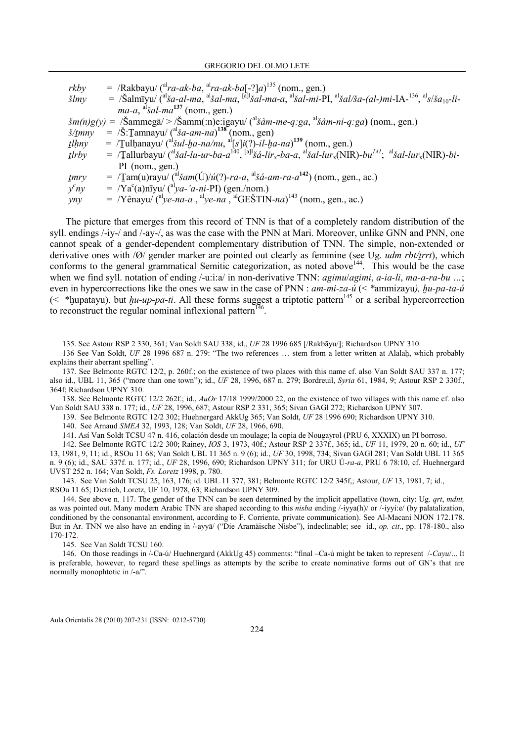*rkby* = /Rakbayu/ ([al]*ra-ak-ba*, [al]*ra-ak-ba*[-?]*a*)[135] (nom., gen.)

*šlmy* = /Šalmīyu/ ([al]*ša-al-ma*, [al]*šal-ma*, [al]*šal-ma-a*, [al]*šal-mi*-PI, [al]*šal/ša-(al-)mi*-IA-[136], [al]*s/ša*$_{10}$*-li-ma-a*, [al]*šal-ma*[137] (nom., gen.)

*šm(n)g(y)* = /Šammegā/ > /Šamm(:n)e:igayu/ ([al]*šàm-me-q:ga*, [al]*šàm-ni-q:ga*) (nom., gen.)

*š/ṯmny* = /Š:Ṯamnayu/ ([al]*ša-am-na*)[138] (nom., gen)

*ṯlḥny* = /Ṯulḥanayu/ ([al]*šul-ḫa-na/nu*, [al][*s*]*i*(?)*-il-ḫa-na*)[139] (nom., gen.)

*ṯlrby* = /Ṯallurbayu/ ([al]*šal-lu-ur-ba-a*[140], [al]*šá-lir*$_x$*-ba-a*, [al]*šal-lur*$_x$(NIR)*-bu*[141]; [al]*šal-lur*$_x$(NIR)*-bi*-PI (nom., gen.)

*ṯmry* = /Ṯam(u)rayu/ ([al]*šam*(Ú)/*ú*(?)*-ra-a*, [al]*šá-am-ra-a*[142]) (nom., gen., ac.)

*yʿny* = /Yaʿ(a)nīyu/ ([al]*ya-'a-ni*-PI) (gen./nom.)

*yny* = /Yênayu/ ([al]*ye-na-a* , [al]*ye-na* , [al]GEŠTIN-*na*)[143] (nom., gen., ac.)

The picture that emerges from this record of TNN is that of a completely random distribution of the syll. endings /-iy-/ and /-ay-/, as was the case with the PNN at Mari. Moreover, unlike GNN and PNN, one cannot speak of a gender-dependent complementary distribution of TNN. The simple, non-extended or derivative ones with /Ø/ gender marker are pointed out clearly as feminine (see Ug. *udm rbt/ṯrrt*), which conforms to the general grammatical Semitic categorization, as noted above[144]. This would be the case when we find syll. notation of ending /-u:i:a/ in non-derivative TNN: *agimu*/*agimi*, *a-ia-li*, *ma-a-ra-bu* …; even in hypercorrections like the ones we saw in the case of PNN : *am-mi-za-ú* (< *ammizayu*), ḫu-pa-ta-ú* (< *ḫupatayu), but *ḫu-up-pa-ti*. All these forms suggest a triptotic pattern[145] or a scribal hypercorrection to reconstruct the regular nominal inflexional pattern[146].

135. See Astour RSP 2 330, 361; Van Soldt SAU 338; id., *UF* 28 1996 685 [/Rakbāyu/]; Richardson UPNY 310.

136 See Van Soldt, *UF* 28 1996 687 n. 279: "The two references … stem from a letter written at Alalaḫ, which probably explains their aberrant spelling".

137. See Belmonte RGTC 12/2, p. 260f.; on the existence of two places with this name cf. also Van Soldt SAU 337 n. 177; also id., UBL 11, 365 ("more than one town"); id., *UF* 28, 1996, 687 n. 279; Bordreuil, *Syria* 61, 1984, 9; Astour RSP 2 330f., 364f; Richardson UPNY 310.

138. See Belmonte RGTC 12/2 262f.; id., *AuOr* 17/18 1999/2000 22, on the existence of two villages with this name cf. also Van Soldt SAU 338 n. 177; id., *UF* 28, 1996, 687; Astour RSP 2 331, 365; Sivan GAGl 272; Richardson UPNY 307.

139. See Belmonte RGTC 12/2 302; Huehnergard AkkUg 365; Van Soldt, *UF* 28 1996 690; Richardson UPNY 310.

140. See Arnaud *SMEA* 32, 1993, 128; Van Soldt, *UF* 28, 1966, 690.

141. Así Van Soldt TCSU 47 n. 416, colación desde un moulage; la copia de Nougayrol (PRU 6, XXXIX) un PI borroso.

142. See Belmonte RGTC 12/2 300; Rainey, *IOS* 3, 1973, 40f.; Astour RSP 2 337f., 365; id., *UF* 11, 1979, 20 n. 60; id., *UF* 13, 1981, 9, 11; id., RSOu 11 68; Van Soldt UBL 11 365 n. 9 (6); id., *UF* 30, 1998, 734; Sivan GAGl 281; Van Soldt UBL 11 365 n. 9 (6); id., SAU 337f. n. 177; id., *UF* 28, 1996, 690; Richardson UPNY 311; for URU Ú*-ra-a*, PRU 6 78:10, cf. Huehnergard UVST 252 n. 164; Van Soldt, *Fs. Loretz* 1998, p. 780.

143. See Van Soldt TCSU 25, 163, 176; id. UBL 11 377, 381; Belmonte RGTC 12/2 345f,; Astour, *UF* 13, 1981, 7; id., RSOu 11 65; Dietrich, Loretz, UF 10, 1978, 63; Richardson UPNY 309.

144. See above n. 117. The gender of the TNN can be seen determined by the implicit appellative (town, city: Ug. *qrt*, *mdnt,* as was pointed out. Many modern Arabic TNN are shaped according to this *nisba* ending /-iyya(h)/ or /-iyyi:e/ (by palatalization, conditioned by the consonantal environment, according to F. Corriente, private communication). See Al-Macani NJON 172.178. But in Ar. TNN we also have an ending in /-ayyā/ ("Die Aramäische Nisbe"), indeclinable; see id., *op. cit*., pp. 178-180., also 170-172.

145. See Van Soldt TCSU 160.

146. On those readings in /-Ca-ú/ Huehnergard (AkkUg 45) comments: "final –Ca-ú might be taken to represent /-*Cayu*/... It is preferable, however, to regard these spellings as attempts by the scribe to create nominative forms out of GN's that are normally monophtotic in /-a/".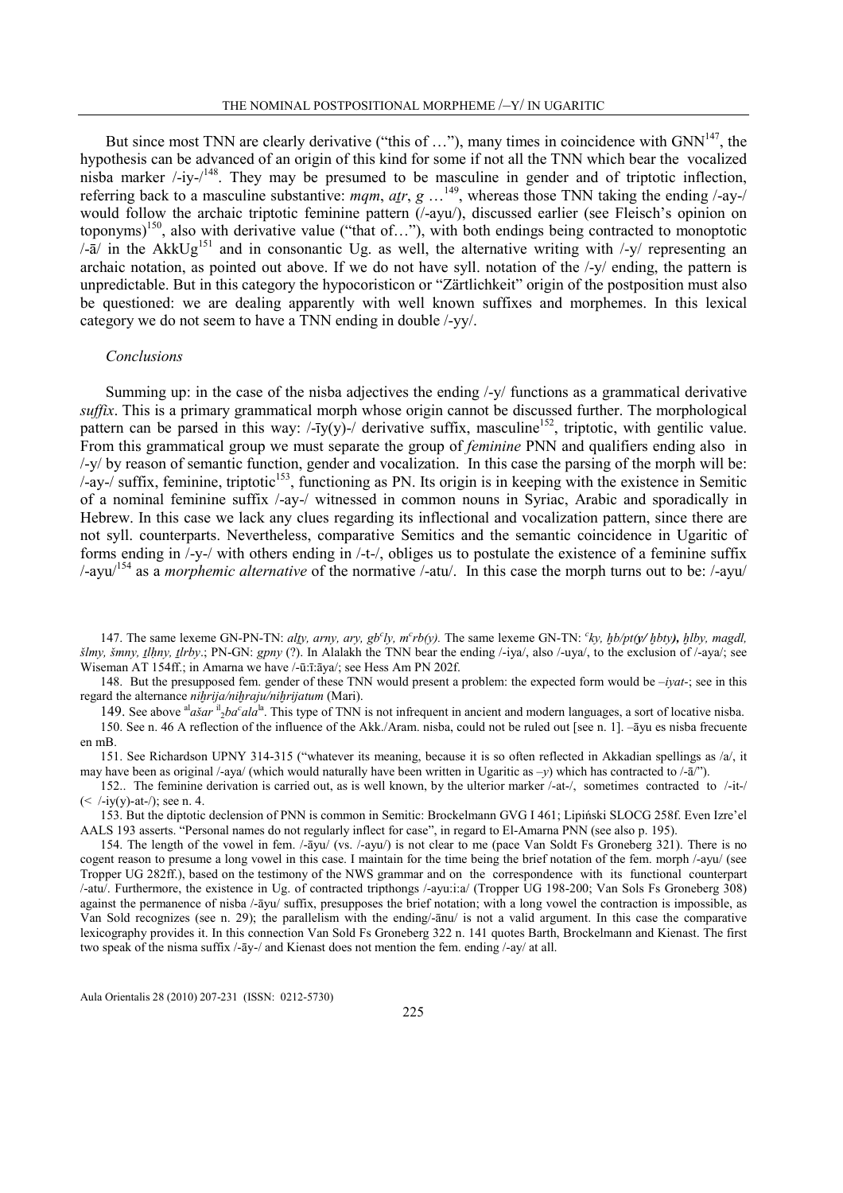But since most TNN are clearly derivative ("this of …"), many times in coincidence with GNN[147], the hypothesis can be advanced of an origin of this kind for some if not all the TNN which bear the vocalized nisba marker /-iy-/[148]. They may be presumed to be masculine in gender and of triptotic inflection, referring back to a masculine substantive: *mqm*, *aṯr*, *g* …[149], whereas those TNN taking the ending /-ay-/ would follow the archaic triptotic feminine pattern (/-ayu/), discussed earlier (see Fleisch's opinion on toponyms)[150], also with derivative value ("that of…"), with both endings being contracted to monoptotic /-ā/ in the AkkUg[151] and in consonantic Ug. as well, the alternative writing with /-y/ representing an archaic notation, as pointed out above. If we do not have syll. notation of the /-y/ ending, the pattern is unpredictable. But in this category the hypocoristicon or "Zärtlichkeit" origin of the postposition must also be questioned: we are dealing apparently with well known suffixes and morphemes. In this lexical category we do not seem to have a TNN ending in double /-yy/.

*Conclusions*

Summing up: in the case of the nisba adjectives the ending /-y/ functions as a grammatical derivative *suffix*. This is a primary grammatical morph whose origin cannot be discussed further. The morphological pattern can be parsed in this way: /-īy(y)-/ derivative suffix, masculine[152], triptotic, with gentilic value. From this grammatical group we must separate the group of *feminine* PNN and qualifiers ending also in /-y/ by reason of semantic function, gender and vocalization. In this case the parsing of the morph will be: /-ay-/ suffix, feminine, triptotic[153], functioning as PN. Its origin is in keeping with the existence in Semitic of a nominal feminine suffix /-ay-/ witnessed in common nouns in Syriac, Arabic and sporadically in Hebrew. In this case we lack any clues regarding its inflectional and vocalization pattern, since there are not syll. counterparts. Nevertheless, comparative Semitics and the semantic coincidence in Ugaritic of forms ending in /-y-/ with others ending in /-t-/, obliges us to postulate the existence of a feminine suffix /-ayu/[154] as a *morphemic alternative* of the normative /-atu/. In this case the morph turns out to be: /-ayu/

147. The same lexeme GN-PN-TN: *alṯy, arny, ary, gbᶜly, mᶜrb(y).* The same lexeme GN-TN: *ᶜky, ḫb/pt(y/ ḫbty), ḫlby, magdl, šlmy, šmny, ṯlḥny, ṯlrby*.; PN-GN: *gpny* (?). In Alalakh the TNN bear the ending /-iya/, also /-uya/, to the exclusion of /-aya/; see Wiseman AT 154ff.; in Amarna we have /-ū:ī:āya/; see Hess Am PN 202f.

148. But the presupposed fem. gender of these TNN would present a problem: the expected form would be *–iyat-*; see in this regard the alternance *niḫrija/niḫraju/niḫrijatum* (Mari).

149. See above [al]*ašar* [il]$_2$*baᶜala*[la]. This type of TNN is not infrequent in ancient and modern languages, a sort of locative nisba.

150. See n. 46 A reflection of the influence of the Akk./Aram. nisba, could not be ruled out [see n. 1]. –āyu es nisba frecuente en mB.

151. See Richardson UPNY 314-315 ("whatever its meaning, because it is so often reflected in Akkadian spellings as /a/, it may have been as original /-aya/ (which would naturally have been written in Ugaritic as *–y*) which has contracted to /-ā/").

152.. The feminine derivation is carried out, as is well known, by the ulterior marker /-at-/, sometimes contracted to /-it-/ (< /-iy(y)-at-/); see n. 4.

153. But the diptotic declension of PNN is common in Semitic: Brockelmann GVG I 461; Lipiński SLOCG 258f. Even Izre'el AALS 193 asserts. "Personal names do not regularly inflect for case", in regard to El-Amarna PNN (see also p. 195).

154. The length of the vowel in fem. /-āyu/ (vs. /-ayu/) is not clear to me (pace Van Soldt Fs Groneberg 321). There is no cogent reason to presume a long vowel in this case. I maintain for the time being the brief notation of the fem. morph /-ayu/ (see Tropper UG 282ff.), based on the testimony of the NWS grammar and on the correspondence with its functional counterpart /-atu/. Furthermore, the existence in Ug. of contracted tripthongs /-ayu:i:a/ (Tropper UG 198-200; Van Sols Fs Groneberg 308) against the permanence of nisba /-āyu/ suffix, presupposes the brief notation; with a long vowel the contraction is impossible, as Van Sold recognizes (see n. 29); the parallelism with the ending/-ānu/ is not a valid argument. In this case the comparative lexicography provides it. In this connection Van Sold Fs Groneberg 322 n. 141 quotes Barth, Brockelmann and Kienast. The first two speak of the nisma suffix /-āy-/ and Kienast does not mention the fem. ending /-ay/ at all.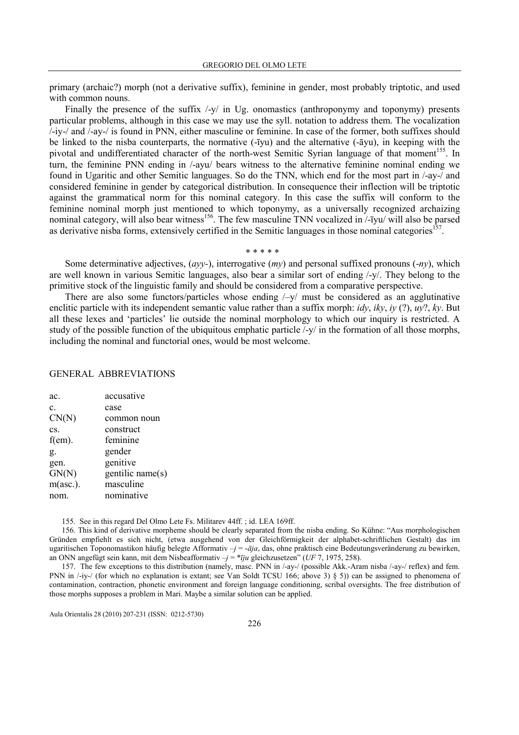primary (archaic?) morph (not a derivative suffix), feminine in gender, most probably triptotic, and used with common nouns.

Finally the presence of the suffix /-y/ in Ug. onomastics (anthroponymy and toponymy) presents particular problems, although in this case we may use the syll. notation to address them. The vocalization /-iy-/ and /-ay-/ is found in PNN, either masculine or feminine. In case of the former, both suffixes should be linked to the nisba counterparts, the normative (-īyu) and the alternative (-āyu), in keeping with the pivotal and undifferentiated character of the north-west Semitic Syrian language of that moment[155]. In turn, the feminine PNN ending in /-ayu/ bears witness to the alternative feminine nominal ending we found in Ugaritic and other Semitic languages. So do the TNN, which end for the most part in /-ay-/ and considered feminine in gender by categorical distribution. In consequence their inflection will be triptotic against the grammatical norm for this nominal category. In this case the suffix will conform to the feminine nominal morph just mentioned to which toponymy, as a universally recognized archaizing nominal category, will also bear witness[156]. The few masculine TNN vocalized in /-īyu/ will also be parsed as derivative nisba forms, extensively certified in the Semitic languages in those nominal categories[157].

\* \* \* \* \*

Some determinative adjectives, (*ayy*-), interrogative (*my*) and personal suffixed pronouns (-*ny*), which are well known in various Semitic languages, also bear a similar sort of ending /-y/. They belong to the primitive stock of the linguistic family and should be considered from a comparative perspective.

There are also some functors/particles whose ending /–y/ must be considered as an agglutinative enclitic particle with its independent semantic value rather than a suffix morph: *idy*, *iky*, *iy* (?), *uy*?, *ky*. But all these lexes and 'particles' lie outside the nominal morphology to which our inquiry is restricted. A study of the possible function of the ubiquitous emphatic particle /-y/ in the formation of all those morphs, including the nominal and functorial ones, would be most welcome.

## GENERAL ABBREVIATIONS

| | |
|---|---|
| ac. | accusative |
| c. | case |
| CN(N) | common noun |
| cs. | construct |
| f(em). | feminine |
| g. | gender |
| gen. | genitive |
| GN(N) | gentilic name(s) |
| m(asc.). | masculine |
| nom. | nominative |

155. See in this regard Del Olmo Lete Fs. Militarev 44ff. ; id. LEA 169ff.

156. This kind of derivative morpheme should be clearly separated from the nisba ending. So Kühne: "Aus morphologischen Gründen empfiehlt es sich nicht, (etwa ausgehend von der Gleichförmigkeit der alphabet-schriftlichen Gestalt) das im ugaritischen Toponomastikon häufig belegte Afformativ *–j* = *-āja*, das, ohne praktisch eine Bedeutungsveränderung zu bewirken, an ONN angefügt sein kann, mit dem Nisbeafformativ *–j* = \**īju* gleichzusetzen" (*UF* 7, 1975, 258).

157. The few exceptions to this distribution (namely, masc. PNN in /-ay-/ (possible Akk.-Aram nisba /-ay-/ reflex) and fem. PNN in /-iy-/ (for which no explanation is extant; see Van Soldt TCSU 166; above 3) § 5)) can be assigned to phenomena of contamination, contraction, phonetic environment and foreign language conditioning, scribal oversights. The free distribution of those morphs supposes a problem in Mari. Maybe a similar solution can be applied.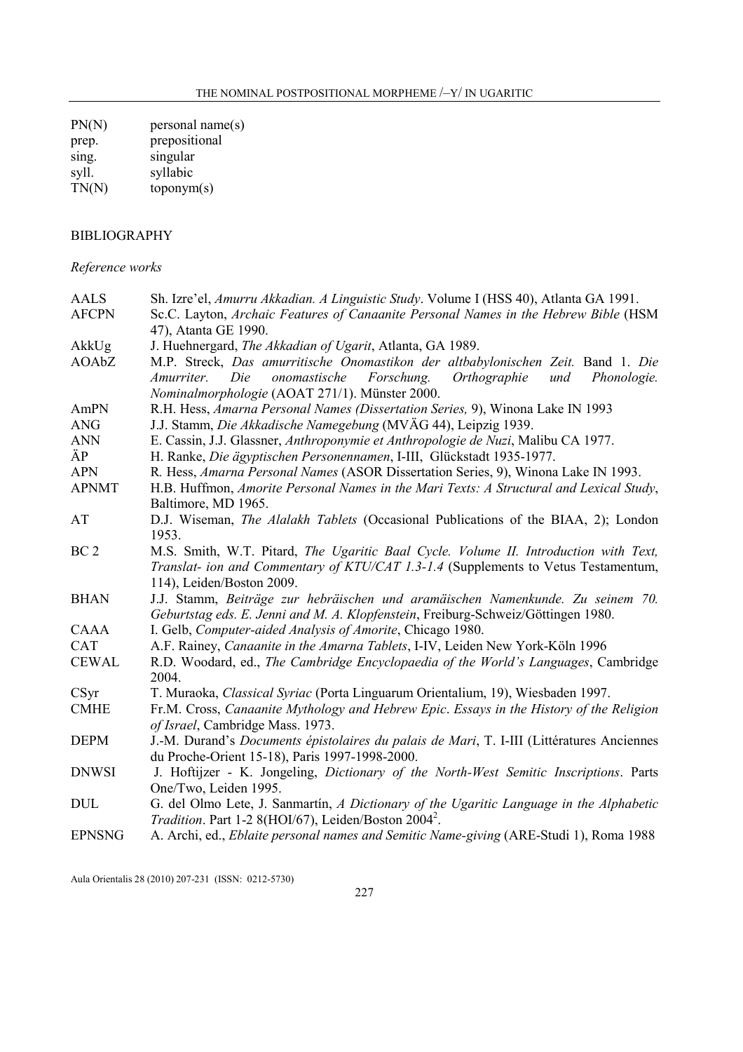| | |
|---|---|
| PN(N) | personal name(s) |
| prep. | prepositional |
| sing. | singular |
| syll. | syllabic |
| TN(N) | toponym(s) |

## BIBLIOGRAPHY

*Reference works*

| | |
|---|---|
| AALS | Sh. Izre'el, *Amurru Akkadian. A Linguistic Study*. Volume I (HSS 40), Atlanta GA 1991. |
| AFCPN | Sc.C. Layton, *Archaic Features of Canaanite Personal Names in the Hebrew Bible* (HSM 47), Atanta GE 1990. |
| AkkUg | J. Huehnergard, *The Akkadian of Ugarit*, Atlanta, GA 1989. |
| AOAbZ | M.P. Streck, *Das amurritische Onomastikon der altbabylonischen Zeit.* Band 1. *Die Amurriter. Die onomastische Forschung. Orthographie und Phonologie. Nominalmorphologie* (AOAT 271/1). Münster 2000. |
| AmPN | R.H. Hess, *Amarna Personal Names (Dissertation Series,* 9), Winona Lake IN 1993 |
| ANG | J.J. Stamm, *Die Akkadische Namegebung* (MVÄG 44), Leipzig 1939. |
| ANN | E. Cassin, J.J. Glassner, *Anthroponymie et Anthropologie de Nuzi*, Malibu CA 1977. |
| ÄP | H. Ranke, *Die ägyptischen Personennamen*, I-III, Glückstadt 1935-1977. |
| APN | R. Hess, *Amarna Personal Names* (ASOR Dissertation Series, 9), Winona Lake IN 1993. |
| APNMT | H.B. Huffmon, *Amorite Personal Names in the Mari Texts: A Structural and Lexical Study*, Baltimore, MD 1965. |
| AT | D.J. Wiseman, *The Alalakh Tablets* (Occasional Publications of the BIAA, 2); London 1953. |
| BC 2 | M.S. Smith, W.T. Pitard, *The Ugaritic Baal Cycle. Volume II. Introduction with Text, Translat- ion and Commentary of KTU/CAT 1.3-1.4* (Supplements to Vetus Testamentum, 114), Leiden/Boston 2009. |
| BHAN | J.J. Stamm, *Beiträge zur hebräischen und aramäischen Namenkunde. Zu seinem 70. Geburtstag eds. E. Jenni and M. A. Klopfenstein*, Freiburg-Schweiz/Göttingen 1980. |
| CAAA | I. Gelb, *Computer-aided Analysis of Amorite*, Chicago 1980. |
| CAT | A.F. Rainey, *Canaanite in the Amarna Tablets*, I-IV, Leiden New York-Köln 1996 |
| CEWAL | R.D. Woodard, ed., *The Cambridge Encyclopaedia of the World's Languages*, Cambridge 2004. |
| CSyr | T. Muraoka, *Classical Syriac* (Porta Linguarum Orientalium, 19), Wiesbaden 1997. |
| CMHE | Fr.M. Cross, *Canaanite Mythology and Hebrew Epic*. *Essays in the History of the Religion of Israel*, Cambridge Mass. 1973. |
| DEPM | J.-M. Durand's *Documents épistolaires du palais de Mari*, T. I-III (Littératures Anciennes du Proche-Orient 15-18), Paris 1997-1998-2000. |
| DNWSI | J. Hoftijzer - K. Jongeling, *Dictionary of the North-West Semitic Inscriptions*. Parts One/Two, Leiden 1995. |
| DUL | G. del Olmo Lete, J. Sanmartín, *A Dictionary of the Ugaritic Language in the Alphabetic Tradition*. Part 1-2 8(HOI/67), Leiden/Boston 2004[2]. |
| EPNSNG | A. Archi, ed., *Eblaite personal names and Semitic Name-giving* (ARE-Studi 1), Roma 1988 |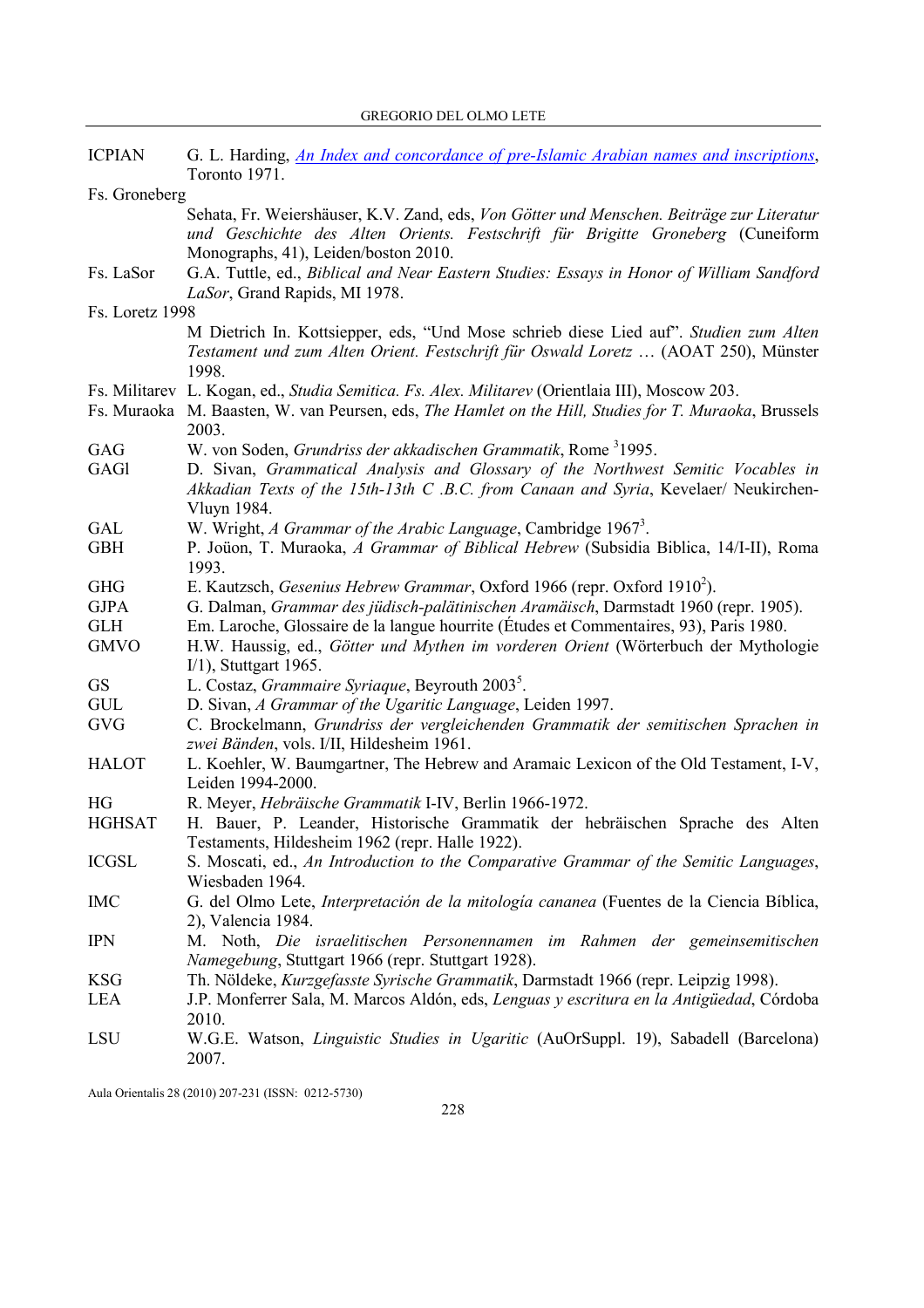ICPIAN G. L. Harding, *An Index and concordance of pre-Islamic Arabian names and inscriptions*, Toronto 1971.

Fs. Groneberg
Sehata, Fr. Weiershäuser, K.V. Zand, eds, *Von Götter und Menschen. Beiträge zur Literatur und Geschichte des Alten Orients. Festschrift für Brigitte Groneberg* (Cuneiform Monographs, 41), Leiden/boston 2010.

Fs. LaSor G.A. Tuttle, ed., *Biblical and Near Eastern Studies: Essays in Honor of William Sandford LaSor*, Grand Rapids, MI 1978.

Fs. Loretz 1998
M Dietrich In. Kottsiepper, eds, "Und Mose schrieb diese Lied auf". *Studien zum Alten Testament und zum Alten Orient. Festschrift für Oswald Loretz* … (AOAT 250), Münster 1998.

Fs. Militarev L. Kogan, ed., *Studia Semitica. Fs. Alex. Militarev* (Orientlaia III), Moscow 203.

Fs. Muraoka M. Baasten, W. van Peursen, eds, *The Hamlet on the Hill, Studies for T. Muraoka*, Brussels 2003.

GAG W. von Soden, *Grundriss der akkadischen Grammatik*, Rome [3]1995.

GAGl D. Sivan, *Grammatical Analysis and Glossary of the Northwest Semitic Vocables in Akkadian Texts of the 15th-13th C .B.C. from Canaan and Syria*, Kevelaer/ Neukirchen-Vluyn 1984.

GAL W. Wright, *A Grammar of the Arabic Language*, Cambridge 1967[3].

GBH P. Joüon, T. Muraoka, *A Grammar of Biblical Hebrew* (Subsidia Biblica, 14/I-II), Roma 1993.

GHG E. Kautzsch, *Gesenius Hebrew Grammar*, Oxford 1966 (repr. Oxford 1910[2]).

GJPA G. Dalman, *Grammar des jüdisch-palätinischen Aramäisch*, Darmstadt 1960 (repr. 1905).

GLH Em. Laroche, Glossaire de la langue hourrite (Études et Commentaires, 93), Paris 1980.

GMVO H.W. Haussig, ed., *Götter und Mythen im vorderen Orient* (Wörterbuch der Mythologie I/1), Stuttgart 1965.

GS L. Costaz, *Grammaire Syriaque*, Beyrouth 2003[5].

GUL D. Sivan, *A Grammar of the Ugaritic Language*, Leiden 1997.

GVG C. Brockelmann, *Grundriss der vergleichenden Grammatik der semitischen Sprachen in zwei Bänden*, vols. I/II, Hildesheim 1961.

HALOT L. Koehler, W. Baumgartner, The Hebrew and Aramaic Lexicon of the Old Testament, I-V, Leiden 1994-2000.

HG R. Meyer, *Hebräische Grammatik* I-IV, Berlin 1966-1972.

HGHSAT H. Bauer, P. Leander, Historische Grammatik der hebräischen Sprache des Alten Testaments, Hildesheim 1962 (repr. Halle 1922).

ICGSL S. Moscati, ed., *An Introduction to the Comparative Grammar of the Semitic Languages*, Wiesbaden 1964.

IMC G. del Olmo Lete, *Interpretación de la mitología cananea* (Fuentes de la Ciencia Bíblica, 2), Valencia 1984.

IPN M. Noth, *Die israelitischen Personennamen im Rahmen der gemeinsemitischen Namegebung*, Stuttgart 1966 (repr. Stuttgart 1928).

KSG Th. Nöldeke, *Kurzgefasste Syrische Grammatik*, Darmstadt 1966 (repr. Leipzig 1998).

LEA J.P. Monferrer Sala, M. Marcos Aldón, eds, *Lenguas y escritura en la Antigüedad*, Córdoba 2010.

LSU W.G.E. Watson, *Linguistic Studies in Ugaritic* (AuOrSuppl. 19), Sabadell (Barcelona) 2007.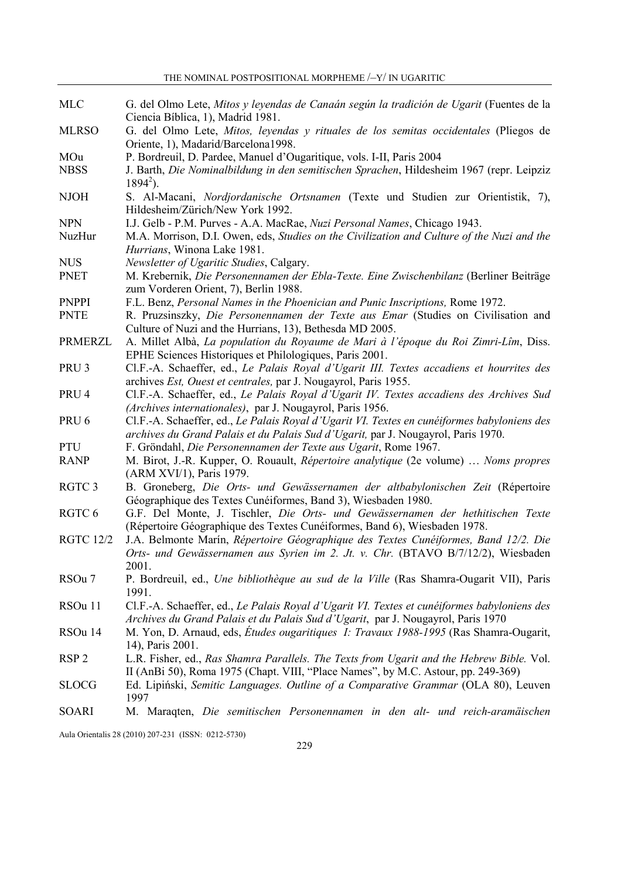| | |
|---|---|
| MLC | G. del Olmo Lete, *Mitos y leyendas de Canaán según la tradición de Ugarit* (Fuentes de la Ciencia Bíblica, 1), Madrid 1981. |
| MLRSO | G. del Olmo Lete, *Mitos, leyendas y rituales de los semitas occidentales* (Pliegos de Oriente, 1), Madarid/Barcelona1998. |
| MOu | P. Bordreuil, D. Pardee, Manuel d'Ougaritique, vols. I-II, Paris 2004 |
| NBSS | J. Barth, *Die Nominalbildung in den semitischen Sprachen*, Hildesheim 1967 (repr. Leipzig $1894^2$). |
| NJOH | S. Al-Macani, *Nordjordanische Ortsnamen* (Texte und Studien zur Orientistik, 7), Hildesheim/Zürich/New York 1992. |
| NPN | I.J. Gelb - P.M. Purves - A.A. MacRae, *Nuzi Personal Names*, Chicago 1943. |
| NuzHur | M.A. Morrison, D.I. Owen, eds, *Studies on the Civilization and Culture of the Nuzi and the Hurrians*, Winona Lake 1981. |
| NUS | *Newsletter of Ugaritic Studies*, Calgary. |
| PNET | M. Krebernik, *Die Personennamen der Ebla-Texte. Eine Zwischenbilanz* (Berliner Beiträge zum Vorderen Orient, 7), Berlin 1988. |
| PNPPI | F.L. Benz, *Personal Names in the Phoenician and Punic Inscriptions,* Rome 1972. |
| PNTE | R. Pruzsinszky, *Die Personennamen der Texte aus Emar* (Studies on Civilisation and Culture of Nuzi and the Hurrians, 13), Bethesda MD 2005. |
| PRMERZL | A. Millet Albà, *La population du Royaume de Mari à l'époque du Roi Zimri-Lîm*, Diss. EPHE Sciences Historiques et Philologiques, Paris 2001. |
| PRU 3 | Cl.F.-A. Schaeffer, ed., *Le Palais Royal d'Ugarit III. Textes accadiens et hourrites des* archives *Est, Ouest et centrales,* par J. Nougayrol, Paris 1955. |
| PRU 4 | Cl.F.-A. Schaeffer, ed., *Le Palais Royal d'Ugarit IV. Textes accadiens des Archives Sud (Archives internationales)*, par J. Nougayrol, Paris 1956. |
| PRU 6 | Cl.F.-A. Schaeffer, ed., *Le Palais Royal d'Ugarit VI. Textes en cunéiformes babyloniens des archives du Grand Palais et du Palais Sud d'Ugarit,* par J. Nougayrol, Paris 1970. |
| PTU | F. Gröndahl, *Die Personennamen der Texte aus Ugarit*, Rome 1967. |
| RANP | M. Birot, J.-R. Kupper, O. Rouault, *Répertoire analytique* (2e volume) … *Noms propres* (ARM XVI/1), Paris 1979. |
| RGTC 3 | B. Groneberg, *Die Orts- und Gewässernamen der altbabylonischen Zeit* (Répertoire Géographique des Textes Cunéiformes, Band 3), Wiesbaden 1980. |
| RGTC 6 | G.F. Del Monte, J. Tischler, *Die Orts- und Gewässernamen der hethitischen Texte* (Répertoire Géographique des Textes Cunéiformes, Band 6), Wiesbaden 1978. |
| RGTC 12/2 | J.A. Belmonte Marín, *Répertoire Géographique des Textes Cunéiformes, Band 12/2. Die Orts- und Gewässernamen aus Syrien im 2. Jt. v. Chr.* (BTAVO B/7/12/2), Wiesbaden 2001. |
| RSOu 7 | P. Bordreuil, ed., *Une bibliothèque au sud de la Ville* (Ras Shamra-Ougarit VII), Paris 1991. |
| RSOu 11 | Cl.F.-A. Schaeffer, ed., *Le Palais Royal d'Ugarit VI. Textes et cunéiformes babyloniens des Archives du Grand Palais et du Palais Sud d'Ugarit*, par J. Nougayrol, Paris 1970 |
| RSOu 14 | M. Yon, D. Arnaud, eds, *Études ougaritiques I: Travaux 1988-1995* (Ras Shamra-Ougarit, 14), Paris 2001. |
| RSP 2 | L.R. Fisher, ed., *Ras Shamra Parallels. The Texts from Ugarit and the Hebrew Bible.* Vol. II (AnBi 50), Roma 1975 (Chapt. VIII, "Place Names", by M.C. Astour, pp. 249-369) |
| SLOCG | Ed. Lipiński, *Semitic Languages. Outline of a Comparative Grammar* (OLA 80), Leuven 1997 |
| SOARI | M. Maraqten, *Die semitischen Personennamen in den alt- und reich-aramäischen* |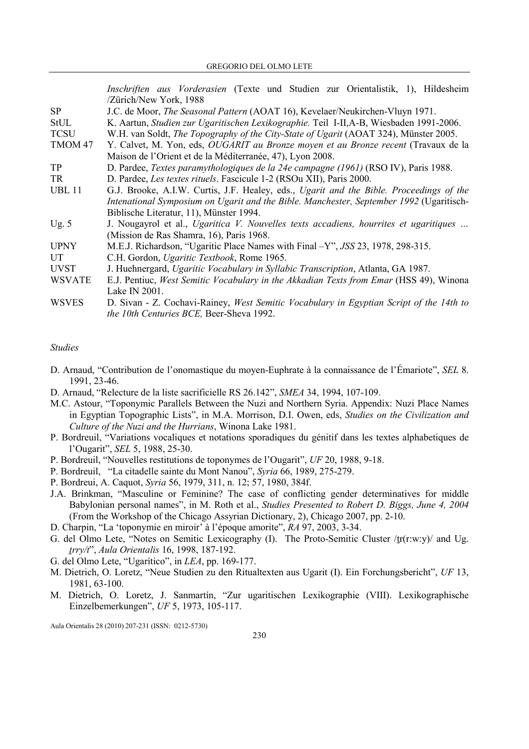*Inschriften aus Vorderasien* (Texte und Studien zur Orientalistik, 1), Hildesheim /Zürich/New York, 1988

| | |
|---|---|
| SP | J.C. de Moor, *The Seasonal Pattern* (AOAT 16), Kevelaer/Neukirchen-Vluyn 1971. |
| StUL | K. Aartun, *Studien zur Ugaritischen Lexikographie.* Teil I-II,A-B, Wiesbaden 1991-2006. |
| TCSU | W.H. van Soldt, *The Topography of the City-State of Ugarit* (AOAT 324), Münster 2005. |
| TMOM 47 | Y. Calvet, M. Yon, eds, *OUGARIT au Bronze moyen et au Bronze recent* (Travaux de la Maison de l'Orient et de la Méditerranée, 47), Lyon 2008. |
| TP | D. Pardee, *Textes paramythologiques de la 24e campagne (1961)* (RSO IV), Paris 1988. |
| TR | D. Pardee, *Les textes rituels*. Fascicule 1-2 (RSOu XII), Paris 2000. |
| UBL 11 | G.J. Brooke, A.I.W. Curtis, J.F. Healey, eds., *Ugarit and the Bible. Proceedings of the Intenational Symposium on Ugarit and the Bible. Manchester, September 1992* (Ugaritisch-Biblische Literatur, 11), Münster 1994. |
| Ug. 5 | J. Nougayrol et al., *Ugaritica V. Nouvelles texts accadiens, hourrites et ugaritiques …* (Mission de Ras Shamra, 16), Paris 1968. |
| UPNY | M.E.J. Richardson, "Ugaritic Place Names with Final –Y", *JSS* 23, 1978, 298-315. |
| UT | C.H. Gordon, *Ugaritic Textbook*, Rome 1965. |
| UVST | J. Huehnergard, *Ugaritic Vocabulary in Syllabic Transcription*, Atlanta, GA 1987. |
| WSVATE | E.J. Pentiuc, *West Semitic Vocabulary in the Akkadian Texts from Emar* (HSS 49), Winona Lake IN 2001. |
| WSVES | D. Sivan - Z. Cochavi-Rainey, *West Semitic Vocabulary in Egyptian Script of the 14th to the 10th Centuries BCE,* Beer-Sheva 1992. |

*Studies*

- D. Arnaud, "Contribution de l'onomastique du moyen-Euphrate à la connaissance de l'Émariote", *SEL* 8. 1991, 23-46.
- D. Arnaud, "Relecture de la liste sacrificielle RS 26.142", *SMEA* 34, 1994, 107-109.
- M.C. Astour, "Toponymic Parallels Between the Nuzi and Northern Syria. Appendix: Nuzi Place Names in Egyptian Topographic Lists", in M.A. Morrison, D.I. Owen, eds, *Studies on the Civilization and Culture of the Nuzi and the Hurrians*, Winona Lake 1981.
- P. Bordreuil, "Variations vocaliques et notations sporadiques du génitif dans les textes alphabetiques de l'Ougarit", *SEL* 5, 1988, 25-30.
- P. Bordreuil, "Nouvelles restitutions de toponymes de l'Ougarit", *UF* 20, 1988, 9-18.
- P. Bordreuil, "La citadelle sainte du Mont Nanou", *Syria* 66, 1989, 275-279.
- P. Bordreui, A. Caquot, *Syria* 56, 1979, 311, n. 12; 57, 1980, 384f.
- J.A. Brinkman, "Masculine or Feminine? The case of conflicting gender determinatives for middle Babylonian personal names", in M. Roth et al., *Studies Presented to Robert D. Biggs, June 4, 2004* (From the Workshop of the Chicago Assyrian Dictionary, 2), Chicago 2007, pp. 2-10.
- D. Charpin, "La 'toponymie en miroir' à l'époque amorite", *RA* 97, 2003, 3-34.
- G. del Olmo Lete, "Notes on Semitic Lexicography (I). The Proto-Semitic Cluster /ṯr(r:w:y)/ and Ug. *ṯrry/t*", *Aula Orientalis* 16, 1998, 187-192.
- G. del Olmo Lete, "Ugarítico", in *LEA*, pp. 169-177.
- M. Dietrich, O. Loretz, "Neue Studien zu den Ritualtexten aus Ugarit (I). Ein Forchungsbericht", *UF* 13, 1981, 63-100.
- M. Dietrich, O. Loretz, J. Sanmartín, "Zur ugaritischen Lexikographie (VIII). Lexikographische Einzelbemerkungen", *UF* 5, 1973, 105-117.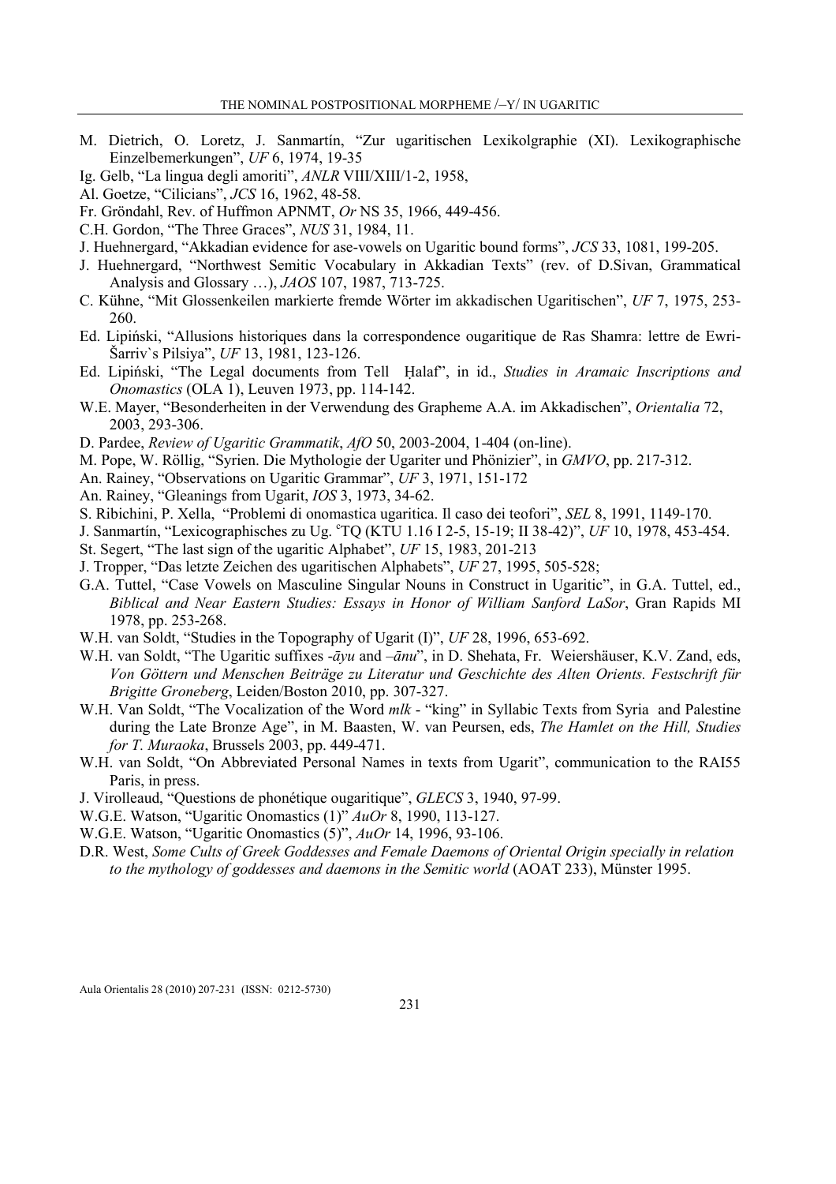M. Dietrich, O. Loretz, J. Sanmartín, "Zur ugaritischen Lexikolgraphie (XI). Lexikographische Einzelbemerkungen", *UF* 6, 1974, 19-35

Ig. Gelb, "La lingua degli amoriti", *ANLR* VIII/XIII/1-2, 1958,

Al. Goetze, "Cilicians", *JCS* 16, 1962, 48-58.

Fr. Gröndahl, Rev. of Huffmon APNMT, *Or* NS 35, 1966, 449-456.

C.H. Gordon, "The Three Graces", *NUS* 31, 1984, 11.

J. Huehnergard, "Akkadian evidence for ase-vowels on Ugaritic bound forms", *JCS* 33, 1081, 199-205.

J. Huehnergard, "Northwest Semitic Vocabulary in Akkadian Texts" (rev. of D.Sivan, Grammatical Analysis and Glossary …), *JAOS* 107, 1987, 713-725.

C. Kühne, "Mit Glossenkeilen markierte fremde Wörter im akkadischen Ugaritischen", *UF* 7, 1975, 253-260.

Ed. Lipiński, "Allusions historiques dans la correspondence ougaritique de Ras Shamra: lettre de Ewri-Šarriv`s Pilsiya", *UF* 13, 1981, 123-126.

Ed. Lipiński, "The Legal documents from Tell Ḥalaf", in id., *Studies in Aramaic Inscriptions and Onomastics* (OLA 1), Leuven 1973, pp. 114-142.

W.E. Mayer, "Besonderheiten in der Verwendung des Grapheme A.A. im Akkadischen", *Orientalia* 72, 2003, 293-306.

D. Pardee, *Review of Ugaritic Grammatik*, *AfO* 50, 2003-2004, 1-404 (on-line).

M. Pope, W. Röllig, "Syrien. Die Mythologie der Ugariter und Phönizier", in *GMVO*, pp. 217-312.

An. Rainey, "Observations on Ugaritic Grammar", *UF* 3, 1971, 151-172

An. Rainey, "Gleanings from Ugarit, *IOS* 3, 1973, 34-62.

S. Ribichini, P. Xella, "Problemi di onomastica ugaritica. Il caso dei teofori", *SEL* 8, 1991, 1149-170.

J. Sanmartín, "Lexicographisches zu Ug. ʿTQ (KTU 1.16 I 2-5, 15-19; II 38-42)", *UF* 10, 1978, 453-454.

St. Segert, "The last sign of the ugaritic Alphabet", *UF* 15, 1983, 201-213

J. Tropper, "Das letzte Zeichen des ugaritischen Alphabets", *UF* 27, 1995, 505-528;

G.A. Tuttel, "Case Vowels on Masculine Singular Nouns in Construct in Ugaritic", in G.A. Tuttel, ed., *Biblical and Near Eastern Studies: Essays in Honor of William Sanford LaSor*, Gran Rapids MI 1978, pp. 253-268.

W.H. van Soldt, "Studies in the Topography of Ugarit (I)", *UF* 28, 1996, 653-692.

W.H. van Soldt, "The Ugaritic suffixes -*āyu* and –*ānu*", in D. Shehata, Fr. Weiershäuser, K.V. Zand, eds, *Von Göttern und Menschen Beiträge zu Literatur und Geschichte des Alten Orients. Festschrift für Brigitte Groneberg*, Leiden/Boston 2010, pp. 307-327.

W.H. Van Soldt, "The Vocalization of the Word *mlk* - "king" in Syllabic Texts from Syria and Palestine during the Late Bronze Age", in M. Baasten, W. van Peursen, eds, *The Hamlet on the Hill, Studies for T. Muraoka*, Brussels 2003, pp. 449-471.

W.H. van Soldt, "On Abbreviated Personal Names in texts from Ugarit", communication to the RAI55 Paris, in press.

J. Virolleaud, "Questions de phonétique ougaritique", *GLECS* 3, 1940, 97-99.

W.G.E. Watson, "Ugaritic Onomastics (1)" *AuOr* 8, 1990, 113-127.

W.G.E. Watson, "Ugaritic Onomastics (5)", *AuOr* 14, 1996, 93-106.

D.R. West, *Some Cults of Greek Goddesses and Female Daemons of Oriental Origin specially in relation to the mythology of goddesses and daemons in the Semitic world* (AOAT 233), Münster 1995.